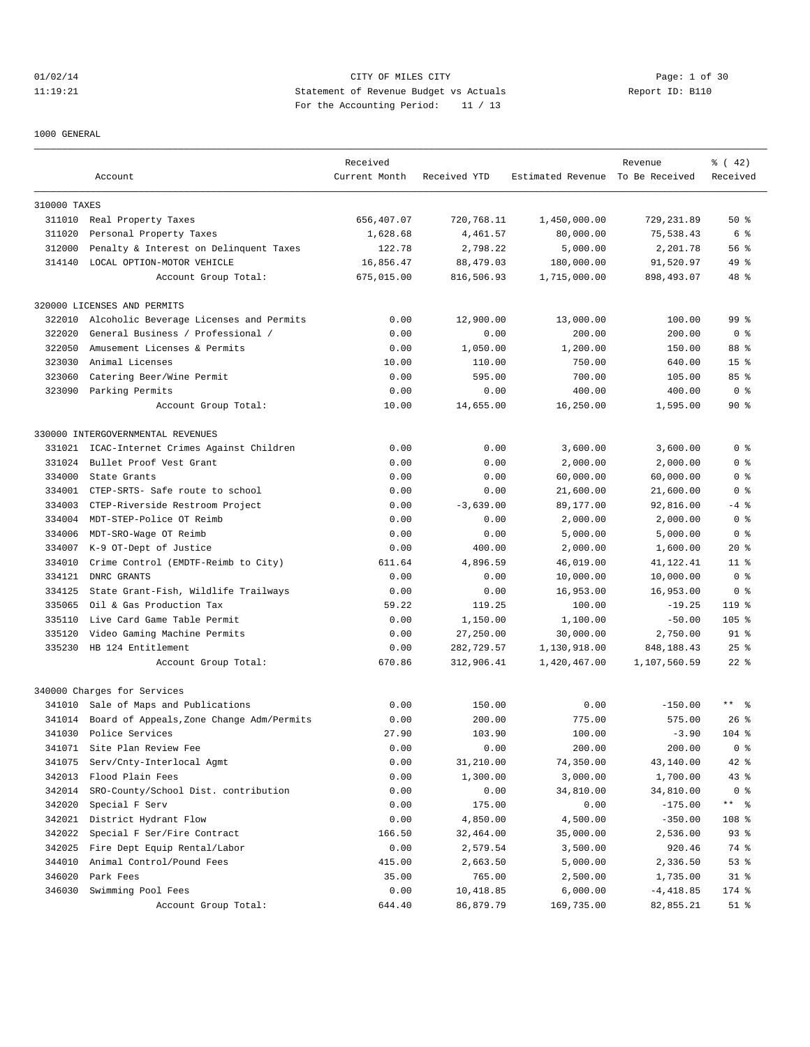CITY OF MILES CITY
Statement of Revenue Budget vs Actuals
For the Accounting Period: 11 / 13

01/02/14
11:19:21

Report ID: B110

1000 GENERAL

| | Account | Received Current Month | Received YTD | Estimated Revenue | Revenue To Be Received | % ( 42) Received |
|---|---|---|---|---|---|---|
| 310000 TAXES | | | | | | |
| 311010 | Real Property Taxes | 656,407.07 | 720,768.11 | 1,450,000.00 | 729,231.89 | 50 % |
| 311020 | Personal Property Taxes | 1,628.68 | 4,461.57 | 80,000.00 | 75,538.43 | 6 % |
| 312000 | Penalty & Interest on Delinquent Taxes | 122.78 | 2,798.22 | 5,000.00 | 2,201.78 | 56 % |
| 314140 | LOCAL OPTION-MOTOR VEHICLE | 16,856.47 | 88,479.03 | 180,000.00 | 91,520.97 | 49 % |
| | Account Group Total: | 675,015.00 | 816,506.93 | 1,715,000.00 | 898,493.07 | 48 % |
| 320000 LICENSES AND PERMITS | | | | | | |
| 322010 | Alcoholic Beverage Licenses and Permits | 0.00 | 12,900.00 | 13,000.00 | 100.00 | 99 % |
| 322020 | General Business / Professional / | 0.00 | 0.00 | 200.00 | 200.00 | 0 % |
| 322050 | Amusement Licenses & Permits | 0.00 | 1,050.00 | 1,200.00 | 150.00 | 88 % |
| 323030 | Animal Licenses | 10.00 | 110.00 | 750.00 | 640.00 | 15 % |
| 323060 | Catering Beer/Wine Permit | 0.00 | 595.00 | 700.00 | 105.00 | 85 % |
| 323090 | Parking Permits | 0.00 | 0.00 | 400.00 | 400.00 | 0 % |
| | Account Group Total: | 10.00 | 14,655.00 | 16,250.00 | 1,595.00 | 90 % |
| 330000 INTERGOVERNMENTAL REVENUES | | | | | | |
| 331021 | ICAC-Internet Crimes Against Children | 0.00 | 0.00 | 3,600.00 | 3,600.00 | 0 % |
| 331024 | Bullet Proof Vest Grant | 0.00 | 0.00 | 2,000.00 | 2,000.00 | 0 % |
| 334000 | State Grants | 0.00 | 0.00 | 60,000.00 | 60,000.00 | 0 % |
| 334001 | CTEP-SRTS- Safe route to school | 0.00 | 0.00 | 21,600.00 | 21,600.00 | 0 % |
| 334003 | CTEP-Riverside Restroom Project | 0.00 | -3,639.00 | 89,177.00 | 92,816.00 | -4 % |
| 334004 | MDT-STEP-Police OT Reimb | 0.00 | 0.00 | 2,000.00 | 2,000.00 | 0 % |
| 334006 | MDT-SRO-Wage OT Reimb | 0.00 | 0.00 | 5,000.00 | 5,000.00 | 0 % |
| 334007 | K-9 OT-Dept of Justice | 0.00 | 400.00 | 2,000.00 | 1,600.00 | 20 % |
| 334010 | Crime Control (EMDTF-Reimb to City) | 611.64 | 4,896.59 | 46,019.00 | 41,122.41 | 11 % |
| 334121 | DNRC GRANTS | 0.00 | 0.00 | 10,000.00 | 10,000.00 | 0 % |
| 334125 | State Grant-Fish, Wildlife Trailways | 0.00 | 0.00 | 16,953.00 | 16,953.00 | 0 % |
| 335065 | Oil & Gas Production Tax | 59.22 | 119.25 | 100.00 | -19.25 | 119 % |
| 335110 | Live Card Game Table Permit | 0.00 | 1,150.00 | 1,100.00 | -50.00 | 105 % |
| 335120 | Video Gaming Machine Permits | 0.00 | 27,250.00 | 30,000.00 | 2,750.00 | 91 % |
| 335230 | HB 124 Entitlement | 0.00 | 282,729.57 | 1,130,918.00 | 848,188.43 | 25 % |
| | Account Group Total: | 670.86 | 312,906.41 | 1,420,467.00 | 1,107,560.59 | 22 % |
| 340000 Charges for Services | | | | | | |
| 341010 | Sale of Maps and Publications | 0.00 | 150.00 | 0.00 | -150.00 | ** % |
| 341014 | Board of Appeals,Zone Change Adm/Permits | 0.00 | 200.00 | 775.00 | 575.00 | 26 % |
| 341030 | Police Services | 27.90 | 103.90 | 100.00 | -3.90 | 104 % |
| 341071 | Site Plan Review Fee | 0.00 | 0.00 | 200.00 | 200.00 | 0 % |
| 341075 | Serv/Cnty-Interlocal Agmt | 0.00 | 31,210.00 | 74,350.00 | 43,140.00 | 42 % |
| 342013 | Flood Plain Fees | 0.00 | 1,300.00 | 3,000.00 | 1,700.00 | 43 % |
| 342014 | SRO-County/School Dist. contribution | 0.00 | 0.00 | 34,810.00 | 34,810.00 | 0 % |
| 342020 | Special F Serv | 0.00 | 175.00 | 0.00 | -175.00 | ** % |
| 342021 | District Hydrant Flow | 0.00 | 4,850.00 | 4,500.00 | -350.00 | 108 % |
| 342022 | Special F Ser/Fire Contract | 166.50 | 32,464.00 | 35,000.00 | 2,536.00 | 93 % |
| 342025 | Fire Dept Equip Rental/Labor | 0.00 | 2,579.54 | 3,500.00 | 920.46 | 74 % |
| 344010 | Animal Control/Pound Fees | 415.00 | 2,663.50 | 5,000.00 | 2,336.50 | 53 % |
| 346020 | Park Fees | 35.00 | 765.00 | 2,500.00 | 1,735.00 | 31 % |
| 346030 | Swimming Pool Fees | 0.00 | 10,418.85 | 6,000.00 | -4,418.85 | 174 % |
| | Account Group Total: | 644.40 | 86,879.79 | 169,735.00 | 82,855.21 | 51 % |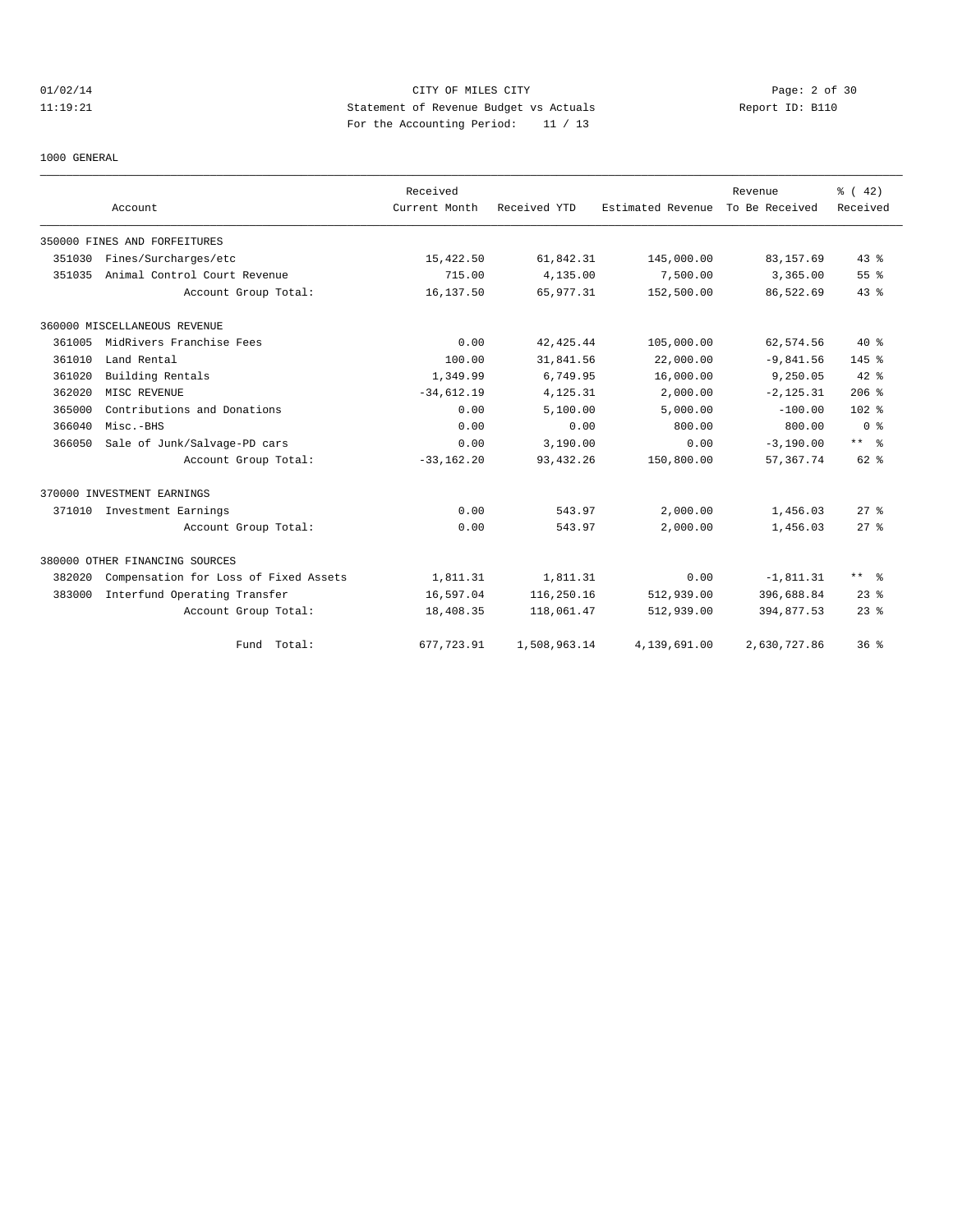CITY OF MILES CITY

Statement of Revenue Budget vs Actuals

For the Accounting Period: 11 / 13

01/02/14 11:19:21 Report ID: B110

1000 GENERAL

| Account | | Received Current Month | Received YTD | Estimated Revenue | Revenue To Be Received | % ( 42) Received |
|---|---|---|---|---|---|---|
| 350000 FINES AND FORFEITURES | | | | | | |
| 351030 | Fines/Surcharges/etc | 15,422.50 | 61,842.31 | 145,000.00 | 83,157.69 | 43 % |
| 351035 | Animal Control Court Revenue | 715.00 | 4,135.00 | 7,500.00 | 3,365.00 | 55 % |
| | Account Group Total: | 16,137.50 | 65,977.31 | 152,500.00 | 86,522.69 | 43 % |
| 360000 MISCELLANEOUS REVENUE | | | | | | |
| 361005 | MidRivers Franchise Fees | 0.00 | 42,425.44 | 105,000.00 | 62,574.56 | 40 % |
| 361010 | Land Rental | 100.00 | 31,841.56 | 22,000.00 | -9,841.56 | 145 % |
| 361020 | Building Rentals | 1,349.99 | 6,749.95 | 16,000.00 | 9,250.05 | 42 % |
| 362020 | MISC REVENUE | -34,612.19 | 4,125.31 | 2,000.00 | -2,125.31 | 206 % |
| 365000 | Contributions and Donations | 0.00 | 5,100.00 | 5,000.00 | -100.00 | 102 % |
| 366040 | Misc.-BHS | 0.00 | 0.00 | 800.00 | 800.00 | 0 % |
| 366050 | Sale of Junk/Salvage-PD cars | 0.00 | 3,190.00 | 0.00 | -3,190.00 | ** % |
| | Account Group Total: | -33,162.20 | 93,432.26 | 150,800.00 | 57,367.74 | 62 % |
| 370000 INVESTMENT EARNINGS | | | | | | |
| 371010 | Investment Earnings | 0.00 | 543.97 | 2,000.00 | 1,456.03 | 27 % |
| | Account Group Total: | 0.00 | 543.97 | 2,000.00 | 1,456.03 | 27 % |
| 380000 OTHER FINANCING SOURCES | | | | | | |
| 382020 | Compensation for Loss of Fixed Assets | 1,811.31 | 1,811.31 | 0.00 | -1,811.31 | ** % |
| 383000 | Interfund Operating Transfer | 16,597.04 | 116,250.16 | 512,939.00 | 396,688.84 | 23 % |
| | Account Group Total: | 18,408.35 | 118,061.47 | 512,939.00 | 394,877.53 | 23 % |
| | Fund Total: | 677,723.91 | 1,508,963.14 | 4,139,691.00 | 2,630,727.86 | 36 % |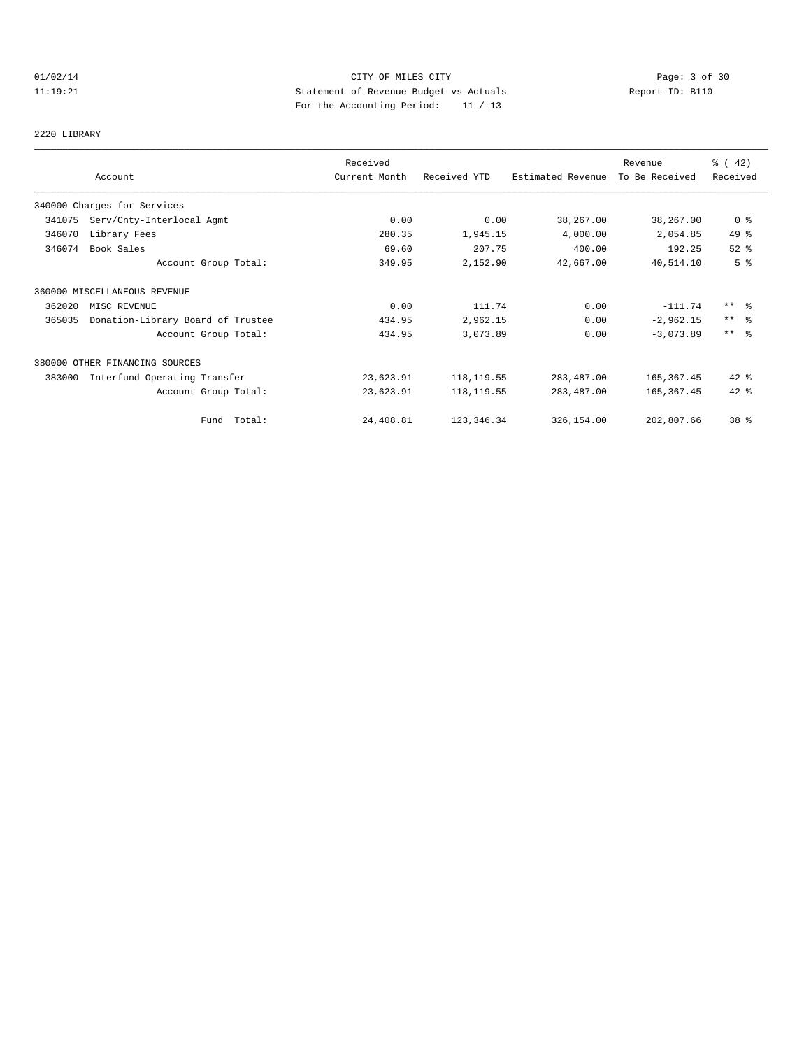CITY OF MILES CITY
Statement of Revenue Budget vs Actuals
For the Accounting Period: 11 / 13

01/02/14
11:19:21

Report ID: B110

2220 LIBRARY

| Account | | Received Current Month | Received YTD | Estimated Revenue | Revenue To Be Received | % ( 42) Received |
|---|---|---|---|---|---|---|
| 340000 Charges for Services | | | | | | |
| 341075 | Serv/Cnty-Interlocal Agmt | 0.00 | 0.00 | 38,267.00 | 38,267.00 | 0 % |
| 346070 | Library Fees | 280.35 | 1,945.15 | 4,000.00 | 2,054.85 | 49 % |
| 346074 | Book Sales | 69.60 | 207.75 | 400.00 | 192.25 | 52 % |
| | Account Group Total: | 349.95 | 2,152.90 | 42,667.00 | 40,514.10 | 5 % |
| 360000 MISCELLANEOUS REVENUE | | | | | | |
| 362020 | MISC REVENUE | 0.00 | 111.74 | 0.00 | -111.74 | ** % |
| 365035 | Donation-Library Board of Trustee | 434.95 | 2,962.15 | 0.00 | -2,962.15 | ** % |
| | Account Group Total: | 434.95 | 3,073.89 | 0.00 | -3,073.89 | ** % |
| 380000 OTHER FINANCING SOURCES | | | | | | |
| 383000 | Interfund Operating Transfer | 23,623.91 | 118,119.55 | 283,487.00 | 165,367.45 | 42 % |
| | Account Group Total: | 23,623.91 | 118,119.55 | 283,487.00 | 165,367.45 | 42 % |
| | Fund Total: | 24,408.81 | 123,346.34 | 326,154.00 | 202,807.66 | 38 % |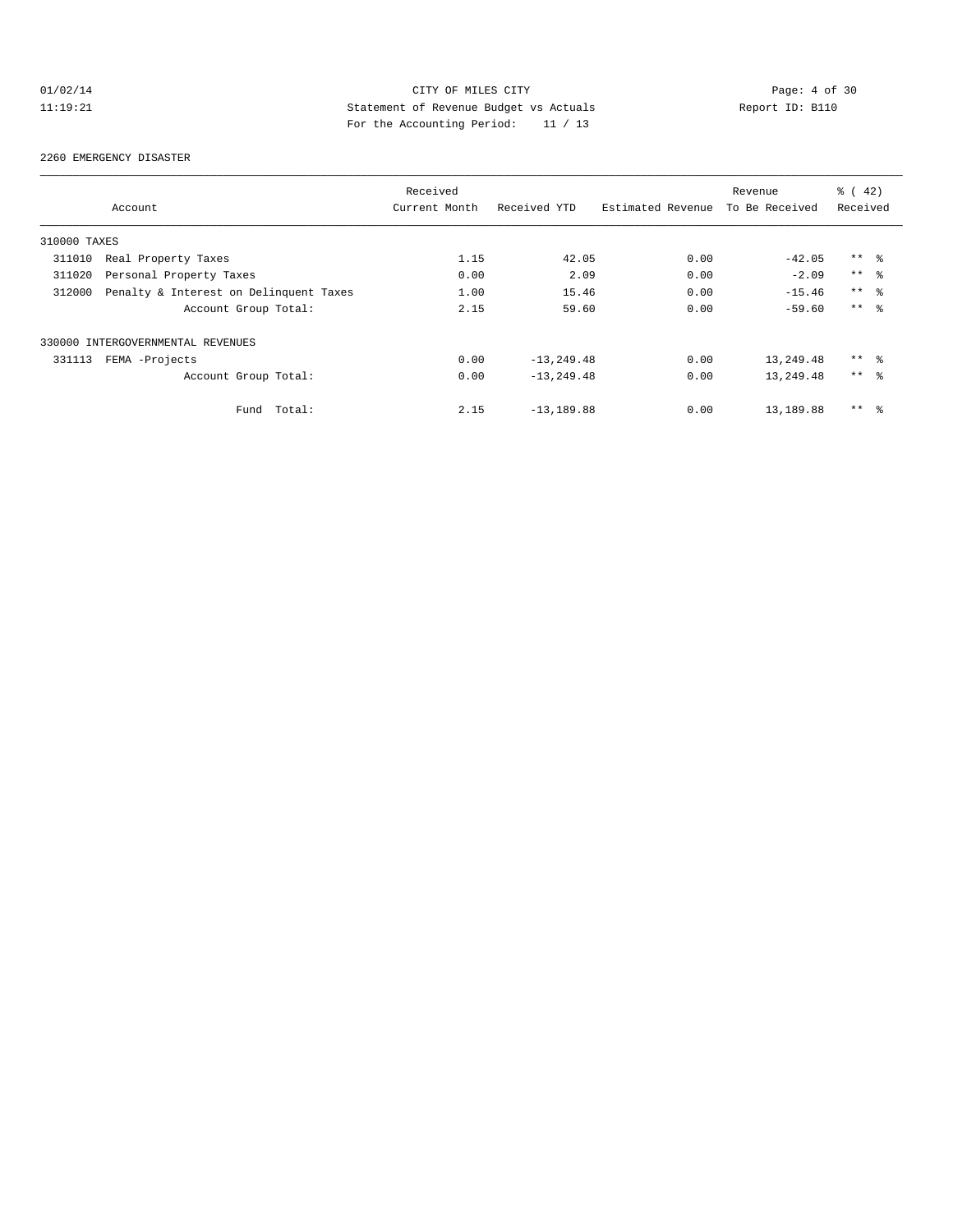CITY OF MILES CITY
Statement of Revenue Budget vs Actuals
For the Accounting Period: 11 / 13

01/02/14
11:19:21

Report ID: B110

2260 EMERGENCY DISASTER

| Account | Received Current Month | Received YTD | Estimated Revenue | Revenue To Be Received | % ( 42) Received |
|---|---|---|---|---|---|
| 310000 TAXES | | | | | |
| 311010 Real Property Taxes | 1.15 | 42.05 | 0.00 | -42.05 | ** % |
| 311020 Personal Property Taxes | 0.00 | 2.09 | 0.00 | -2.09 | ** % |
| 312000 Penalty & Interest on Delinquent Taxes | 1.00 | 15.46 | 0.00 | -15.46 | ** % |
| Account Group Total: | 2.15 | 59.60 | 0.00 | -59.60 | ** % |
| 330000 INTERGOVERNMENTAL REVENUES | | | | | |
| 331113 FEMA -Projects | 0.00 | -13,249.48 | 0.00 | 13,249.48 | ** % |
| Account Group Total: | 0.00 | -13,249.48 | 0.00 | 13,249.48 | ** % |
| Fund Total: | 2.15 | -13,189.88 | 0.00 | 13,189.88 | ** % |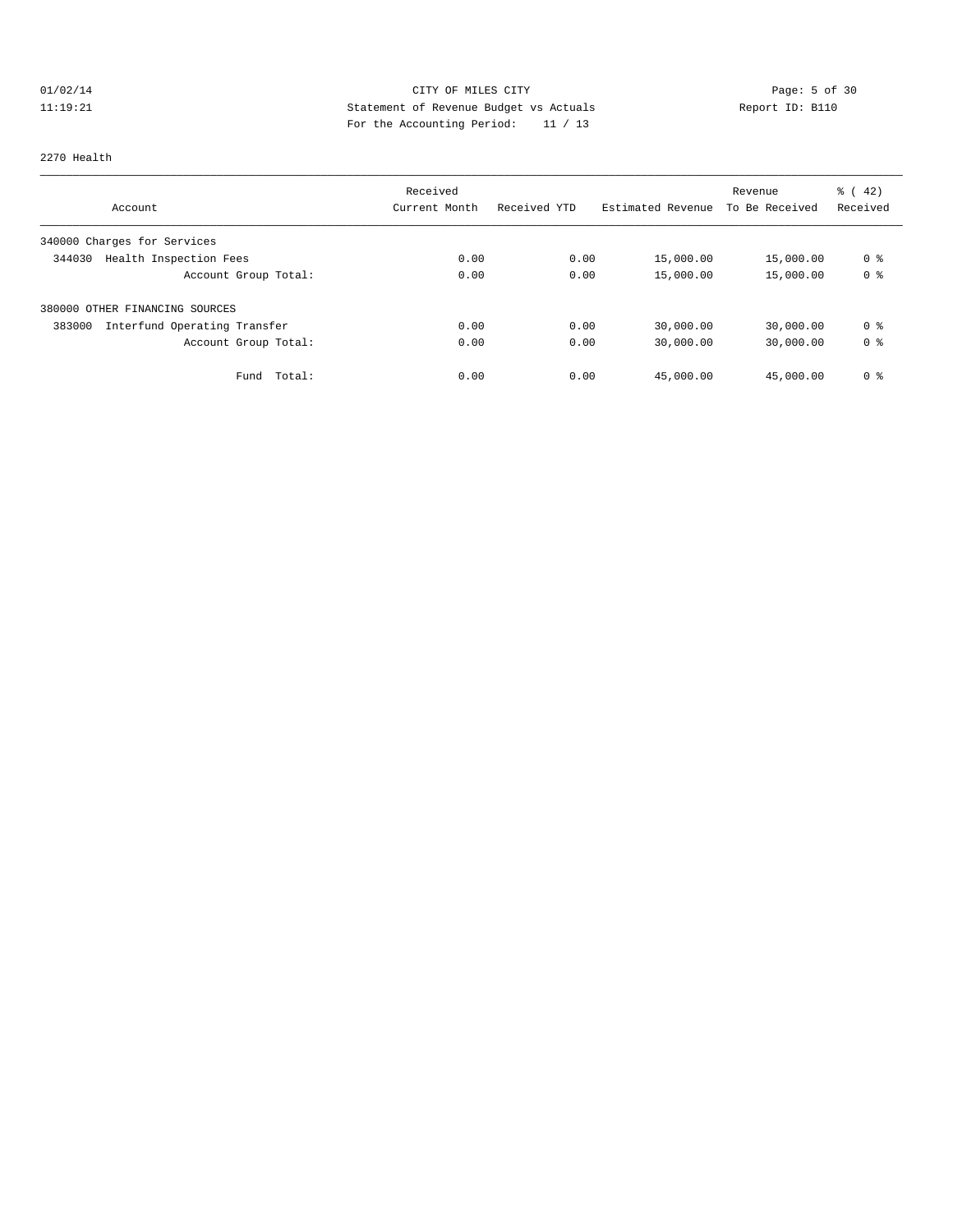CITY OF MILES CITY
Statement of Revenue Budget vs Actuals
For the Accounting Period: 11 / 13

01/02/14
11:19:21

Report ID: B110

2270 Health

| Account | Received Current Month | Received YTD | Estimated Revenue | Revenue To Be Received | % ( 42) Received |
|---|---|---|---|---|---|
| 340000 Charges for Services | | | | | |
| 344030 Health Inspection Fees | 0.00 | 0.00 | 15,000.00 | 15,000.00 | 0 % |
| Account Group Total: | 0.00 | 0.00 | 15,000.00 | 15,000.00 | 0 % |
| 380000 OTHER FINANCING SOURCES | | | | | |
| 383000 Interfund Operating Transfer | 0.00 | 0.00 | 30,000.00 | 30,000.00 | 0 % |
| Account Group Total: | 0.00 | 0.00 | 30,000.00 | 30,000.00 | 0 % |
| Fund Total: | 0.00 | 0.00 | 45,000.00 | 45,000.00 | 0 % |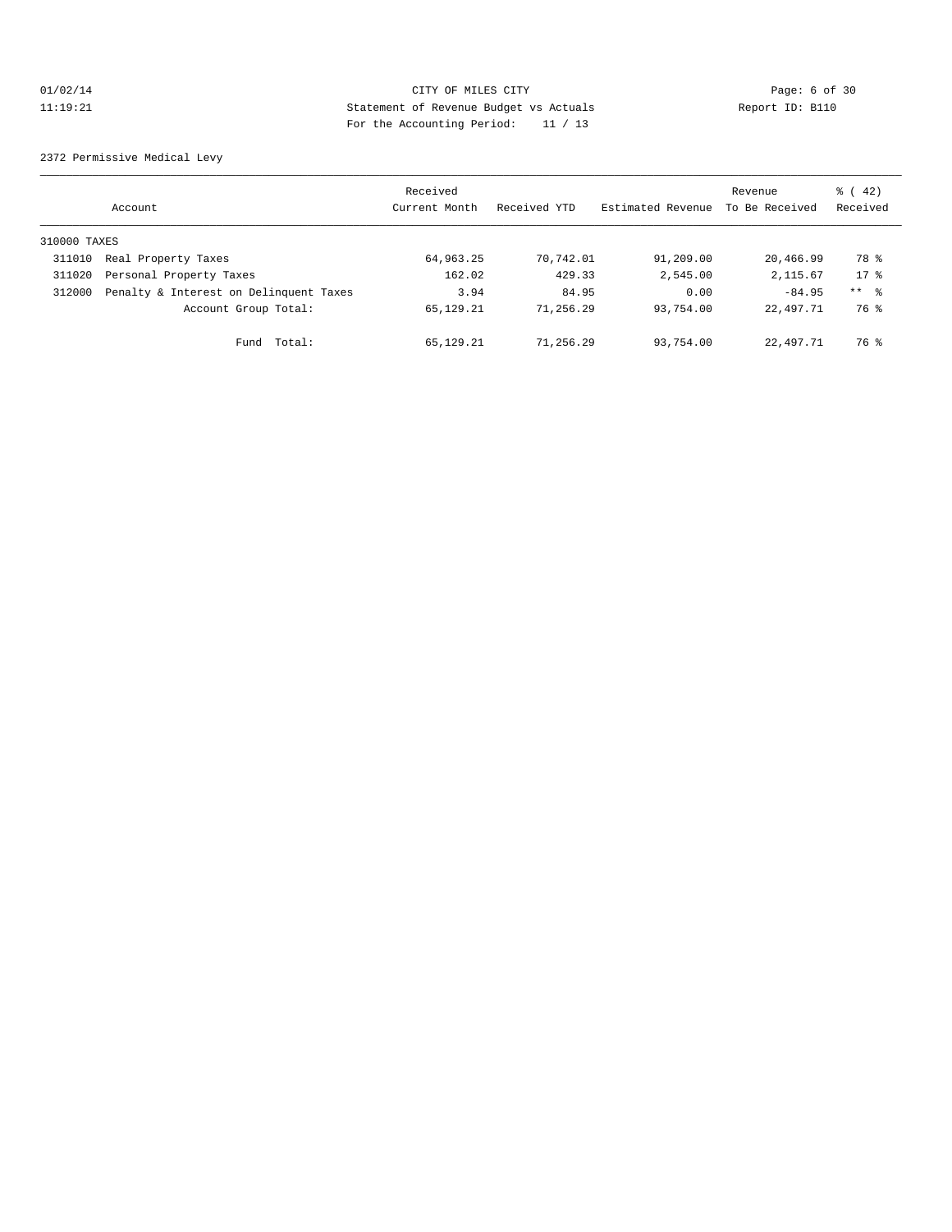CITY OF MILES CITY
Statement of Revenue Budget vs Actuals
For the Accounting Period: 11 / 13

01/02/14
11:19:21

Report ID: B110

2372 Permissive Medical Levy

| Account | | Received Current Month | Received YTD | Estimated Revenue | Revenue To Be Received | % ( 42) Received |
|---|---|---|---|---|---|---|
| 310000 TAXES | | | | | | |
| 311010 | Real Property Taxes | 64,963.25 | 70,742.01 | 91,209.00 | 20,466.99 | 78 % |
| 311020 | Personal Property Taxes | 162.02 | 429.33 | 2,545.00 | 2,115.67 | 17 % |
| 312000 | Penalty & Interest on Delinquent Taxes | 3.94 | 84.95 | 0.00 | -84.95 | ** % |
| | Account Group Total: | 65,129.21 | 71,256.29 | 93,754.00 | 22,497.71 | 76 % |
| | Fund Total: | 65,129.21 | 71,256.29 | 93,754.00 | 22,497.71 | 76 % |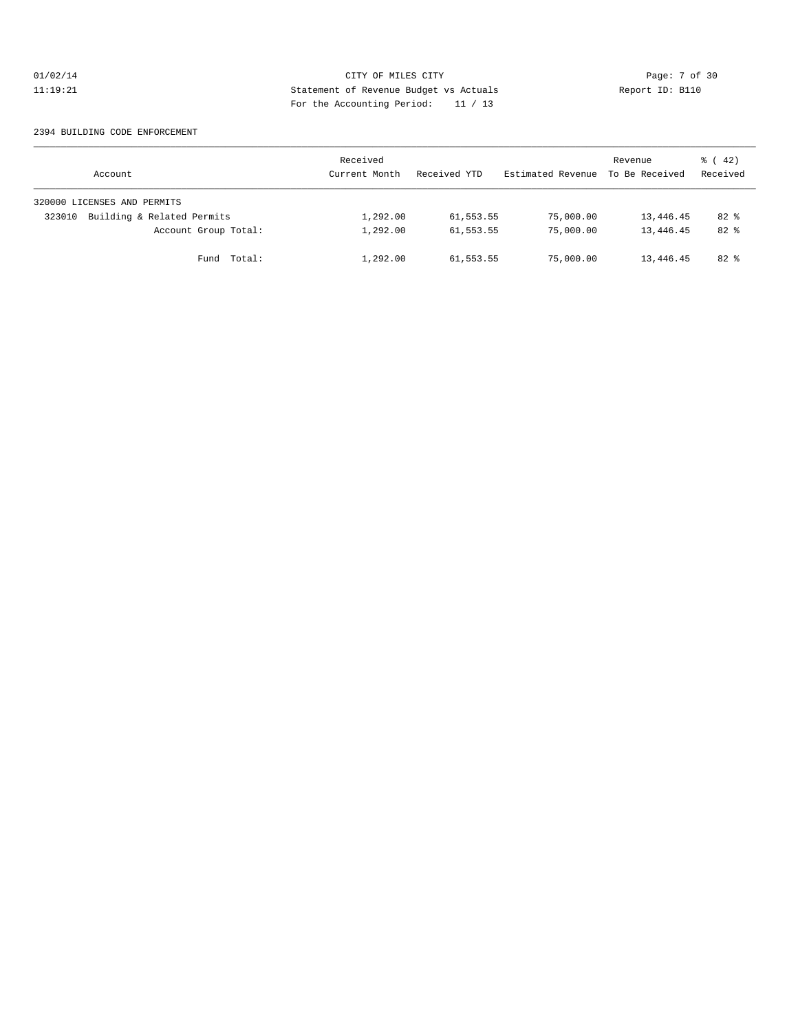CITY OF MILES CITY
Statement of Revenue Budget vs Actuals
For the Accounting Period: 11 / 13

01/02/14
11:19:21

Report ID: B110

2394 BUILDING CODE ENFORCEMENT

| Account | Received Current Month | Received YTD | Estimated Revenue | Revenue To Be Received | % ( 42) Received |
|---|---|---|---|---|---|
| 320000 LICENSES AND PERMITS | | | | | |
| 323010 Building & Related Permits | 1,292.00 | 61,553.55 | 75,000.00 | 13,446.45 | 82 % |
| Account Group Total: | 1,292.00 | 61,553.55 | 75,000.00 | 13,446.45 | 82 % |
| Fund Total: | 1,292.00 | 61,553.55 | 75,000.00 | 13,446.45 | 82 % |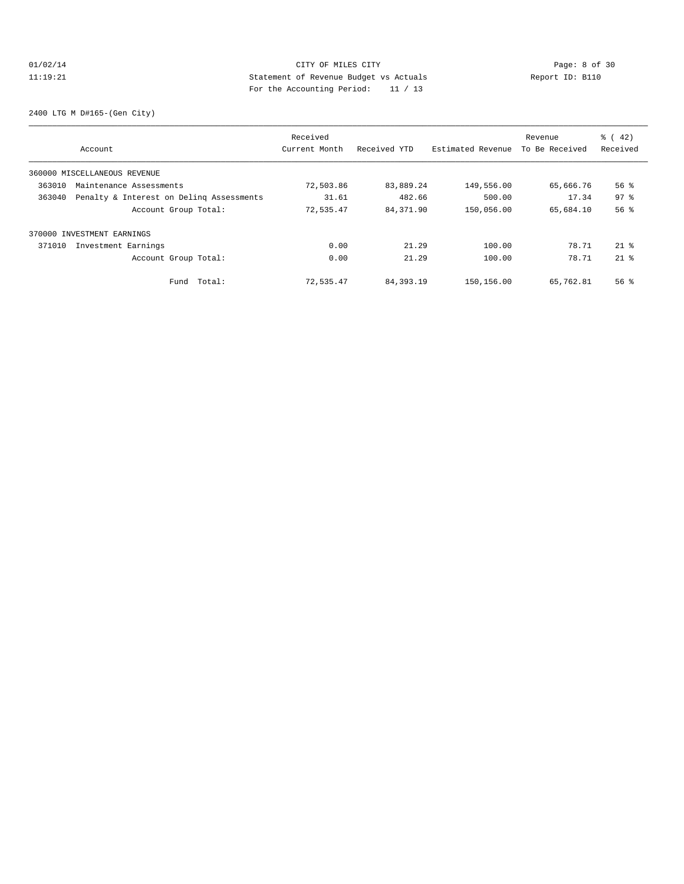CITY OF MILES CITY
Statement of Revenue Budget vs Actuals
For the Accounting Period: 11 / 13

01/02/14
11:19:21

Report ID: B110

2400 LTG M D#165-(Gen City)

| Account | Received Current Month | Received YTD | Estimated Revenue | Revenue To Be Received | % ( 42) Received |
|---|---|---|---|---|---|
| 360000 MISCELLANEOUS REVENUE | | | | | |
| 363010 Maintenance Assessments | 72,503.86 | 83,889.24 | 149,556.00 | 65,666.76 | 56 % |
| 363040 Penalty & Interest on Delinq Assessments | 31.61 | 482.66 | 500.00 | 17.34 | 97 % |
| Account Group Total: | 72,535.47 | 84,371.90 | 150,056.00 | 65,684.10 | 56 % |
| 370000 INVESTMENT EARNINGS | | | | | |
| 371010 Investment Earnings | 0.00 | 21.29 | 100.00 | 78.71 | 21 % |
| Account Group Total: | 0.00 | 21.29 | 100.00 | 78.71 | 21 % |
| Fund Total: | 72,535.47 | 84,393.19 | 150,156.00 | 65,762.81 | 56 % |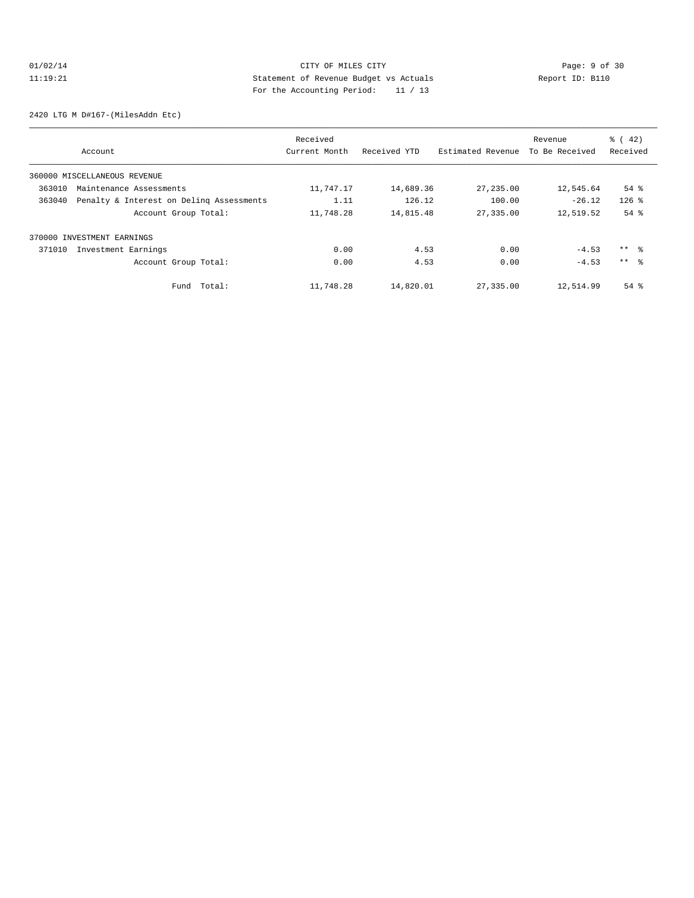CITY OF MILES CITY
Statement of Revenue Budget vs Actuals
For the Accounting Period: 11 / 13

2420 LTG M D#167-(MilesAddn Etc)

| Account | Received Current Month | Received YTD | Estimated Revenue | Revenue To Be Received | % ( 42) Received |
|---|---|---|---|---|---|
| 360000 MISCELLANEOUS REVENUE | | | | | |
| 363010 Maintenance Assessments | 11,747.17 | 14,689.36 | 27,235.00 | 12,545.64 | 54 % |
| 363040 Penalty & Interest on Delinq Assessments | 1.11 | 126.12 | 100.00 | -26.12 | 126 % |
| Account Group Total: | 11,748.28 | 14,815.48 | 27,335.00 | 12,519.52 | 54 % |
| 370000 INVESTMENT EARNINGS | | | | | |
| 371010 Investment Earnings | 0.00 | 4.53 | 0.00 | -4.53 | ** % |
| Account Group Total: | 0.00 | 4.53 | 0.00 | -4.53 | ** % |
| Fund Total: | 11,748.28 | 14,820.01 | 27,335.00 | 12,514.99 | 54 % |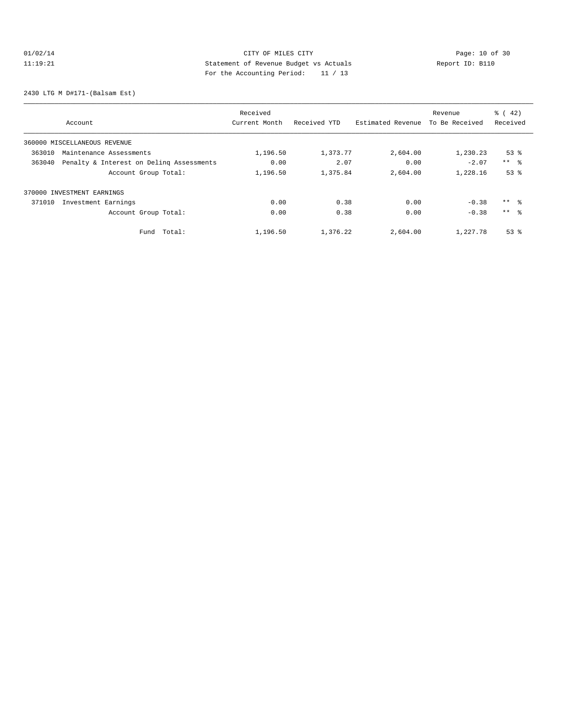CITY OF MILES CITY
Statement of Revenue Budget vs Actuals
For the Accounting Period: 11 / 13

01/02/14
11:19:21

Report ID: B110

2430 LTG M D#171-(Balsam Est)

| Account | Received Current Month | Received YTD | Estimated Revenue | Revenue To Be Received | % ( 42) Received |
|---|---|---|---|---|---|
| 360000 MISCELLANEOUS REVENUE | | | | | |
| 363010 Maintenance Assessments | 1,196.50 | 1,373.77 | 2,604.00 | 1,230.23 | 53 % |
| 363040 Penalty & Interest on Delinq Assessments | 0.00 | 2.07 | 0.00 | -2.07 | ** % |
| Account Group Total: | 1,196.50 | 1,375.84 | 2,604.00 | 1,228.16 | 53 % |
| 370000 INVESTMENT EARNINGS | | | | | |
| 371010 Investment Earnings | 0.00 | 0.38 | 0.00 | -0.38 | ** % |
| Account Group Total: | 0.00 | 0.38 | 0.00 | -0.38 | ** % |
| Fund Total: | 1,196.50 | 1,376.22 | 2,604.00 | 1,227.78 | 53 % |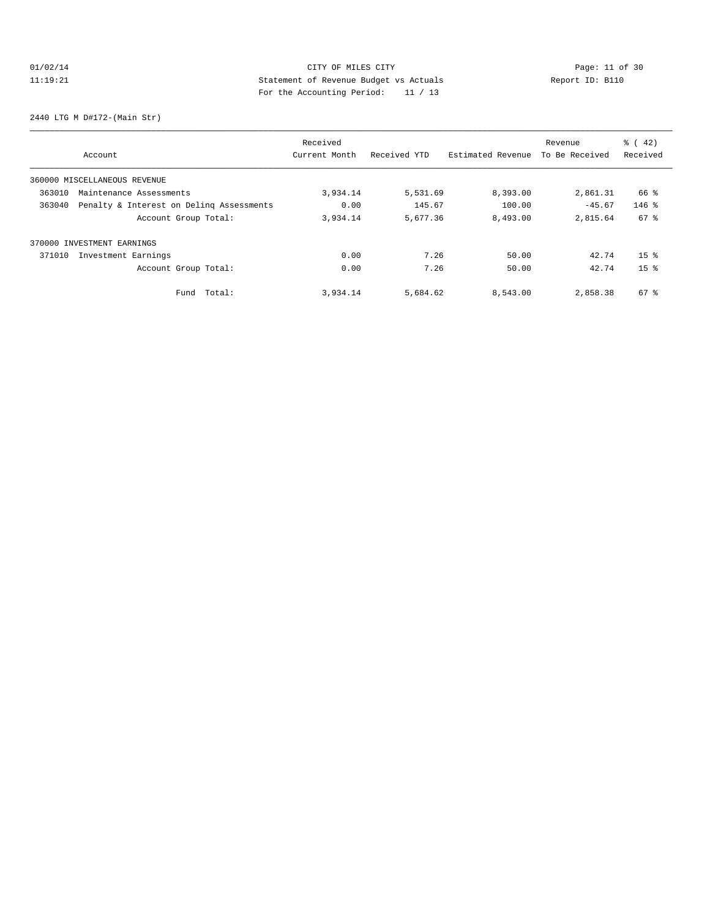CITY OF MILES CITY
Statement of Revenue Budget vs Actuals
For the Accounting Period: 11 / 13

01/02/14
11:19:21

Report ID: B110

2440 LTG M D#172-(Main Str)

| Account | Received Current Month | Received YTD | Estimated Revenue | Revenue To Be Received | % ( 42) Received |
|---|---|---|---|---|---|
| 360000 MISCELLANEOUS REVENUE | | | | | |
| 363010 Maintenance Assessments | 3,934.14 | 5,531.69 | 8,393.00 | 2,861.31 | 66 % |
| 363040 Penalty & Interest on Delinq Assessments | 0.00 | 145.67 | 100.00 | -45.67 | 146 % |
| Account Group Total: | 3,934.14 | 5,677.36 | 8,493.00 | 2,815.64 | 67 % |
| 370000 INVESTMENT EARNINGS | | | | | |
| 371010 Investment Earnings | 0.00 | 7.26 | 50.00 | 42.74 | 15 % |
| Account Group Total: | 0.00 | 7.26 | 50.00 | 42.74 | 15 % |
| Fund Total: | 3,934.14 | 5,684.62 | 8,543.00 | 2,858.38 | 67 % |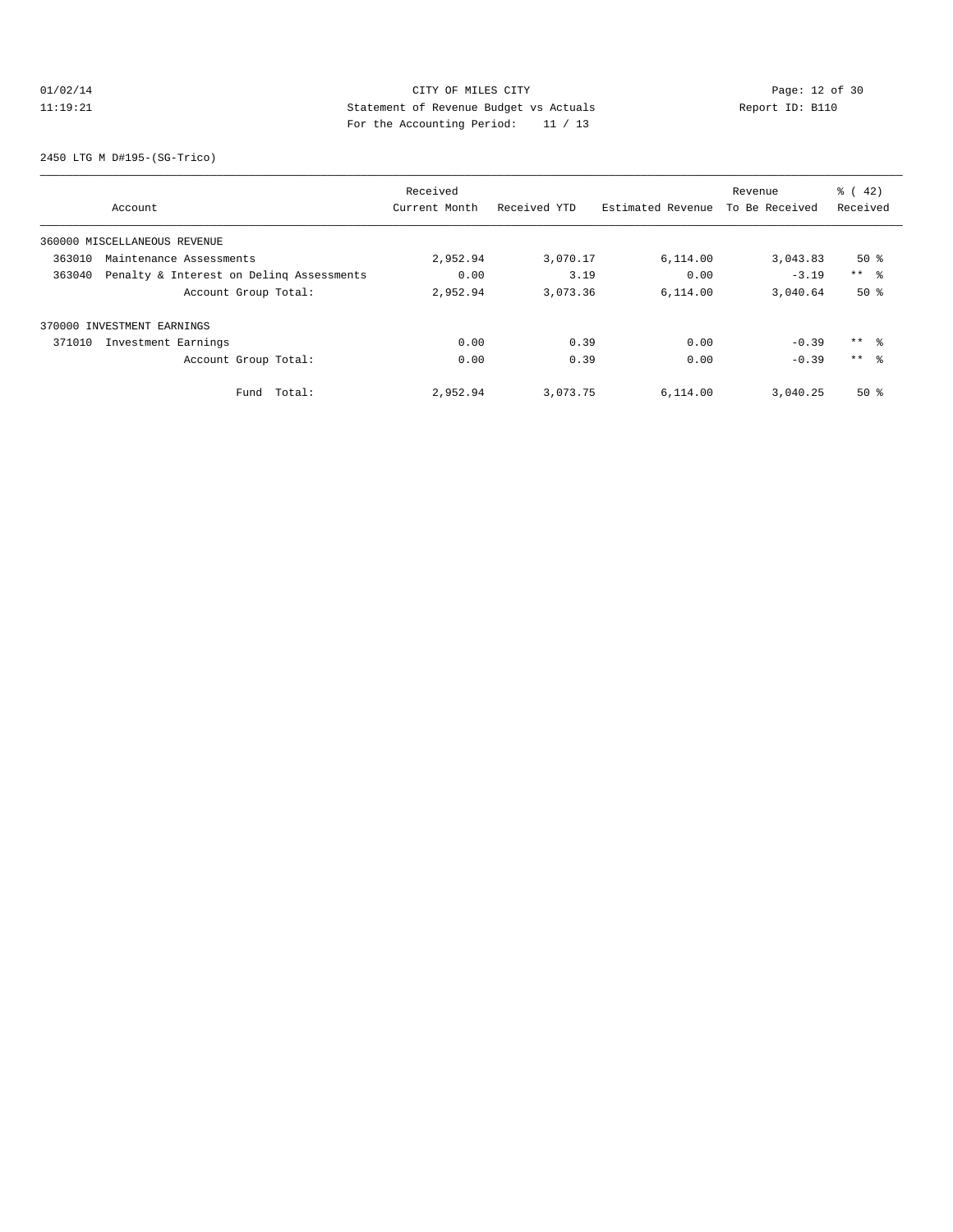CITY OF MILES CITY
Statement of Revenue Budget vs Actuals
For the Accounting Period: 11 / 13

01/02/14
11:19:21

Report ID: B110

2450 LTG M D#195-(SG-Trico)

| Account | Received Current Month | Received YTD | Estimated Revenue | Revenue To Be Received | % ( 42) Received |
|---|---|---|---|---|---|
| 360000 MISCELLANEOUS REVENUE | | | | | |
| 363010 Maintenance Assessments | 2,952.94 | 3,070.17 | 6,114.00 | 3,043.83 | 50 % |
| 363040 Penalty & Interest on Delinq Assessments | 0.00 | 3.19 | 0.00 | -3.19 | ** % |
| Account Group Total: | 2,952.94 | 3,073.36 | 6,114.00 | 3,040.64 | 50 % |
| 370000 INVESTMENT EARNINGS | | | | | |
| 371010 Investment Earnings | 0.00 | 0.39 | 0.00 | -0.39 | ** % |
| Account Group Total: | 0.00 | 0.39 | 0.00 | -0.39 | ** % |
| Fund Total: | 2,952.94 | 3,073.75 | 6,114.00 | 3,040.25 | 50 % |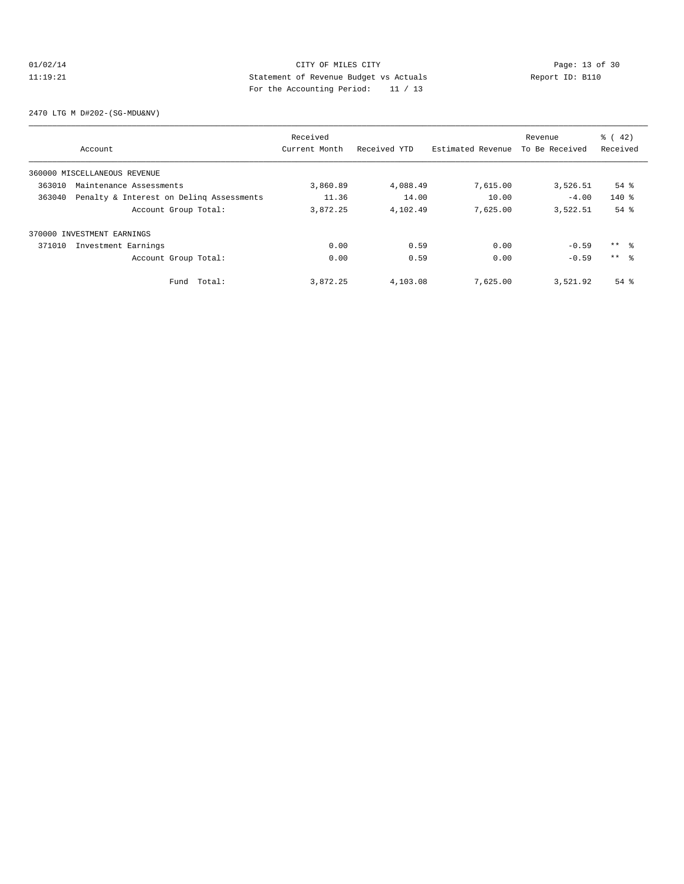CITY OF MILES CITY
Statement of Revenue Budget vs Actuals
For the Accounting Period: 11 / 13

01/02/14
11:19:21

Report ID: B110

2470 LTG M D#202-(SG-MDU&NV)

| Account | Received Current Month | Received YTD | Estimated Revenue | Revenue To Be Received | % ( 42) Received |
|---|---|---|---|---|---|
| 360000 MISCELLANEOUS REVENUE | | | | | |
| 363010 Maintenance Assessments | 3,860.89 | 4,088.49 | 7,615.00 | 3,526.51 | 54 % |
| 363040 Penalty & Interest on Delinq Assessments | 11.36 | 14.00 | 10.00 | -4.00 | 140 % |
| Account Group Total: | 3,872.25 | 4,102.49 | 7,625.00 | 3,522.51 | 54 % |
| 370000 INVESTMENT EARNINGS | | | | | |
| 371010 Investment Earnings | 0.00 | 0.59 | 0.00 | -0.59 | ** % |
| Account Group Total: | 0.00 | 0.59 | 0.00 | -0.59 | ** % |
| Fund Total: | 3,872.25 | 4,103.08 | 7,625.00 | 3,521.92 | 54 % |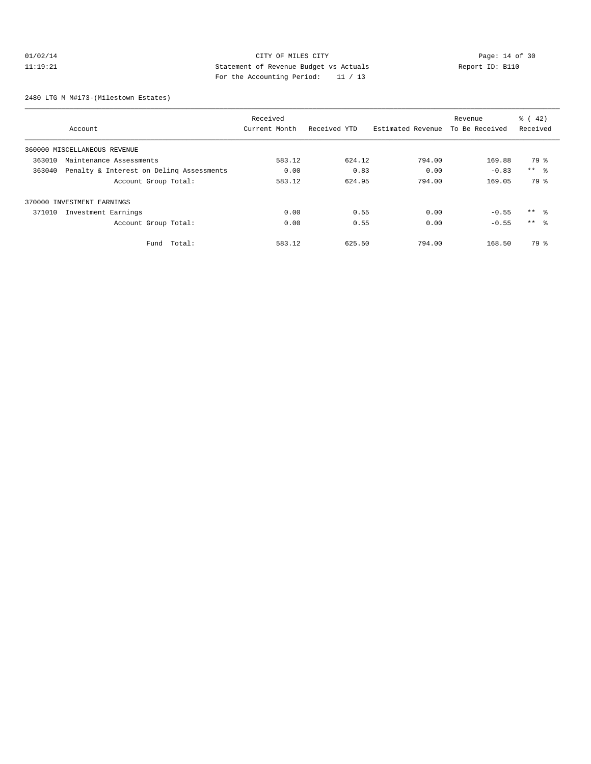CITY OF MILES CITY
Statement of Revenue Budget vs Actuals
For the Accounting Period: 11 / 13

01/02/14
11:19:21

Report ID: B110

2480 LTG M M#173-(Milestown Estates)

| Account | Received Current Month | Received YTD | Estimated Revenue | Revenue To Be Received | % ( 42) Received |
|---|---|---|---|---|---|
| 360000 MISCELLANEOUS REVENUE | | | | | |
| 363010 Maintenance Assessments | 583.12 | 624.12 | 794.00 | 169.88 | 79 % |
| 363040 Penalty & Interest on Delinq Assessments | 0.00 | 0.83 | 0.00 | -0.83 | ** % |
| Account Group Total: | 583.12 | 624.95 | 794.00 | 169.05 | 79 % |
| 370000 INVESTMENT EARNINGS | | | | | |
| 371010 Investment Earnings | 0.00 | 0.55 | 0.00 | -0.55 | ** % |
| Account Group Total: | 0.00 | 0.55 | 0.00 | -0.55 | ** % |
| Fund Total: | 583.12 | 625.50 | 794.00 | 168.50 | 79 % |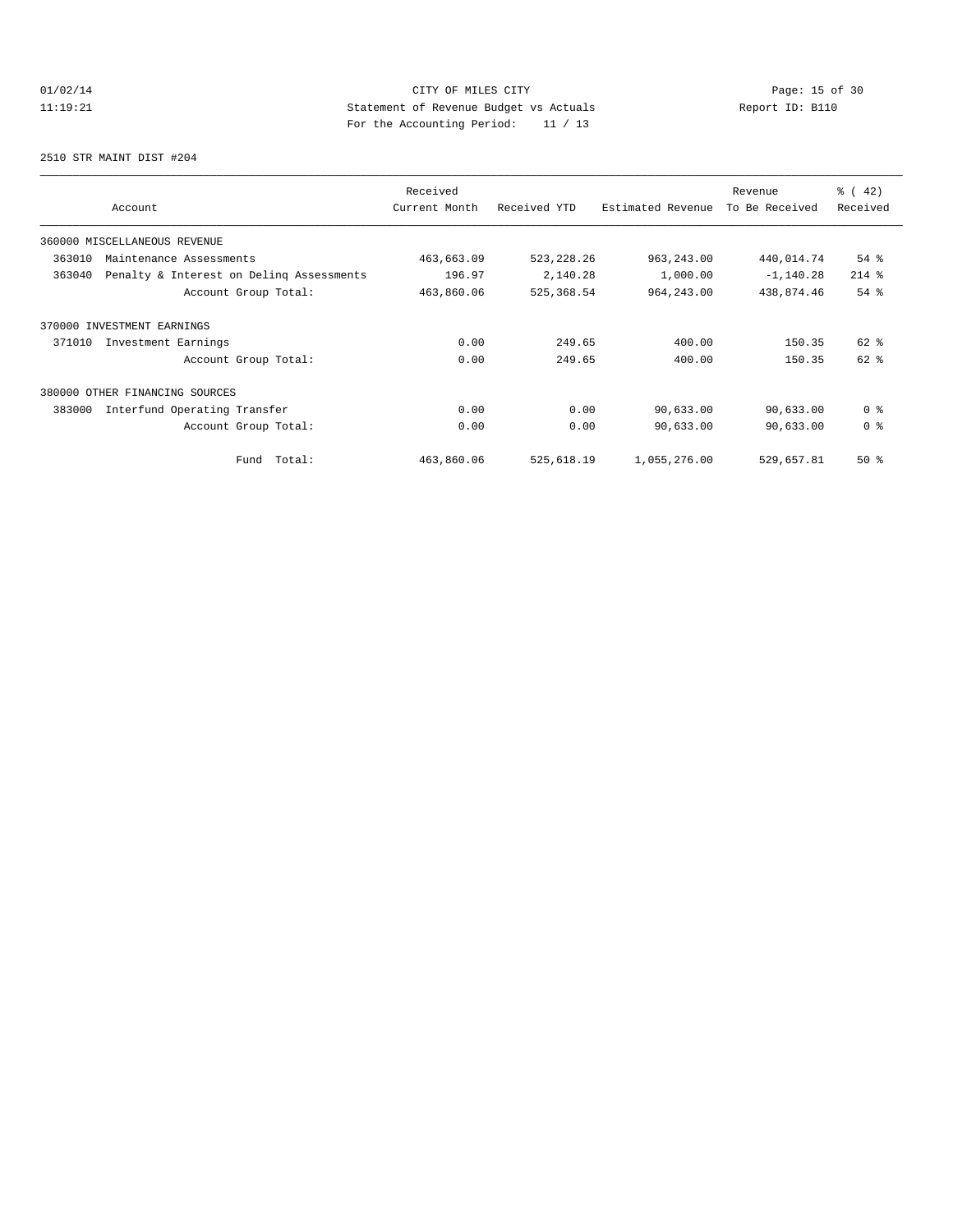CITY OF MILES CITY
Statement of Revenue Budget vs Actuals
For the Accounting Period: 11 / 13

01/02/14
11:19:21

Report ID: B110

2510 STR MAINT DIST #204

| Account | Received Current Month | Received YTD | Estimated Revenue | Revenue To Be Received | % ( 42) Received |
|---|---|---|---|---|---|
| 360000 MISCELLANEOUS REVENUE | | | | | |
| 363010 Maintenance Assessments | 463,663.09 | 523,228.26 | 963,243.00 | 440,014.74 | 54 % |
| 363040 Penalty & Interest on Delinq Assessments | 196.97 | 2,140.28 | 1,000.00 | -1,140.28 | 214 % |
| Account Group Total: | 463,860.06 | 525,368.54 | 964,243.00 | 438,874.46 | 54 % |
| 370000 INVESTMENT EARNINGS | | | | | |
| 371010 Investment Earnings | 0.00 | 249.65 | 400.00 | 150.35 | 62 % |
| Account Group Total: | 0.00 | 249.65 | 400.00 | 150.35 | 62 % |
| 380000 OTHER FINANCING SOURCES | | | | | |
| 383000 Interfund Operating Transfer | 0.00 | 0.00 | 90,633.00 | 90,633.00 | 0 % |
| Account Group Total: | 0.00 | 0.00 | 90,633.00 | 90,633.00 | 0 % |
| Fund Total: | 463,860.06 | 525,618.19 | 1,055,276.00 | 529,657.81 | 50 % |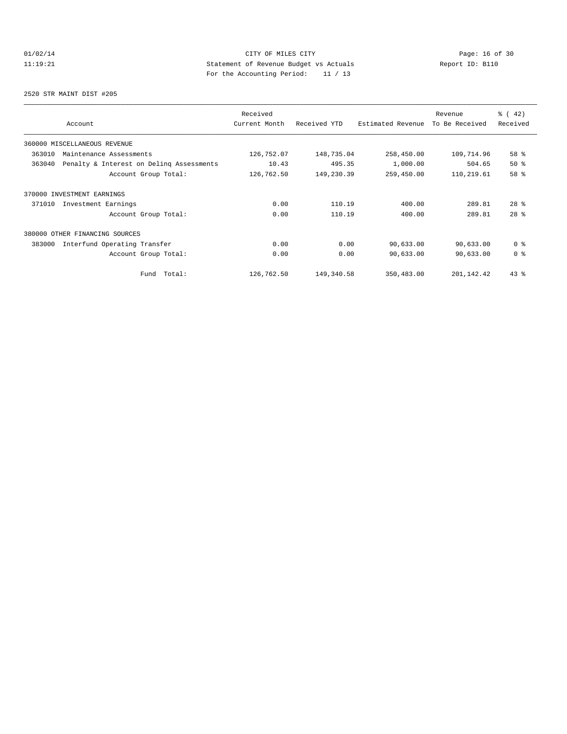CITY OF MILES CITY
Statement of Revenue Budget vs Actuals
For the Accounting Period: 11 / 13

01/02/14
11:19:21

Report ID: B110

## 2520 STR MAINT DIST #205

| Account | Received Current Month | Received YTD | Estimated Revenue | Revenue To Be Received | % ( 42) Received |
|---|---|---|---|---|---|
| 360000 MISCELLANEOUS REVENUE | | | | | |
| 363010 Maintenance Assessments | 126,752.07 | 148,735.04 | 258,450.00 | 109,714.96 | 58 % |
| 363040 Penalty & Interest on Delinq Assessments | 10.43 | 495.35 | 1,000.00 | 504.65 | 50 % |
| Account Group Total: | 126,762.50 | 149,230.39 | 259,450.00 | 110,219.61 | 58 % |
| 370000 INVESTMENT EARNINGS | | | | | |
| 371010 Investment Earnings | 0.00 | 110.19 | 400.00 | 289.81 | 28 % |
| Account Group Total: | 0.00 | 110.19 | 400.00 | 289.81 | 28 % |
| 380000 OTHER FINANCING SOURCES | | | | | |
| 383000 Interfund Operating Transfer | 0.00 | 0.00 | 90,633.00 | 90,633.00 | 0 % |
| Account Group Total: | 0.00 | 0.00 | 90,633.00 | 90,633.00 | 0 % |
| Fund Total: | 126,762.50 | 149,340.58 | 350,483.00 | 201,142.42 | 43 % |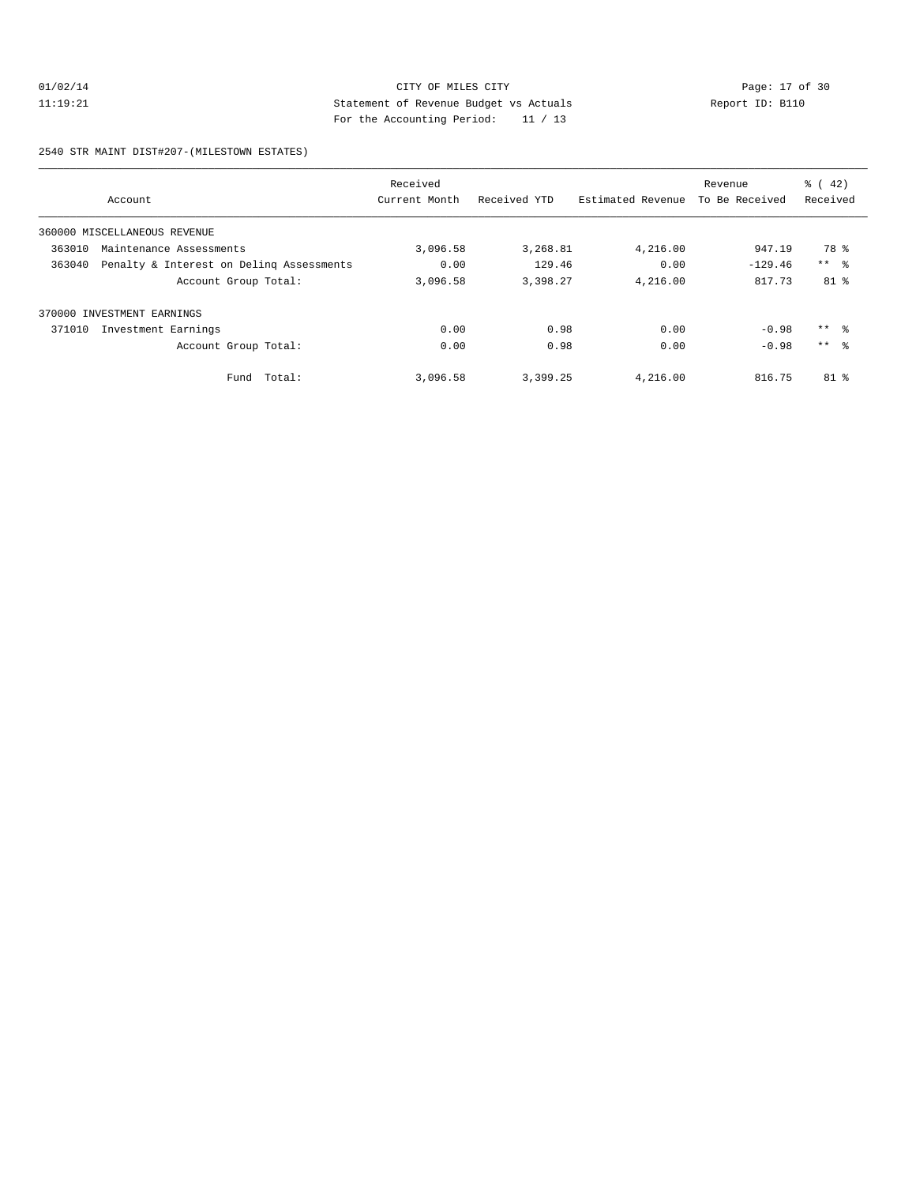CITY OF MILES CITY
Statement of Revenue Budget vs Actuals
For the Accounting Period: 11 / 13

01/02/14
11:19:21

Report ID: B110

2540 STR MAINT DIST#207-(MILESTOWN ESTATES)

| Account | Received Current Month | Received YTD | Estimated Revenue | Revenue To Be Received | % ( 42) Received |
|---|---|---|---|---|---|
| 360000 MISCELLANEOUS REVENUE | | | | | |
| 363010 Maintenance Assessments | 3,096.58 | 3,268.81 | 4,216.00 | 947.19 | 78 % |
| 363040 Penalty & Interest on Delinq Assessments | 0.00 | 129.46 | 0.00 | -129.46 | ** % |
| Account Group Total: | 3,096.58 | 3,398.27 | 4,216.00 | 817.73 | 81 % |
| 370000 INVESTMENT EARNINGS | | | | | |
| 371010 Investment Earnings | 0.00 | 0.98 | 0.00 | -0.98 | ** % |
| Account Group Total: | 0.00 | 0.98 | 0.00 | -0.98 | ** % |
| Fund Total: | 3,096.58 | 3,399.25 | 4,216.00 | 816.75 | 81 % |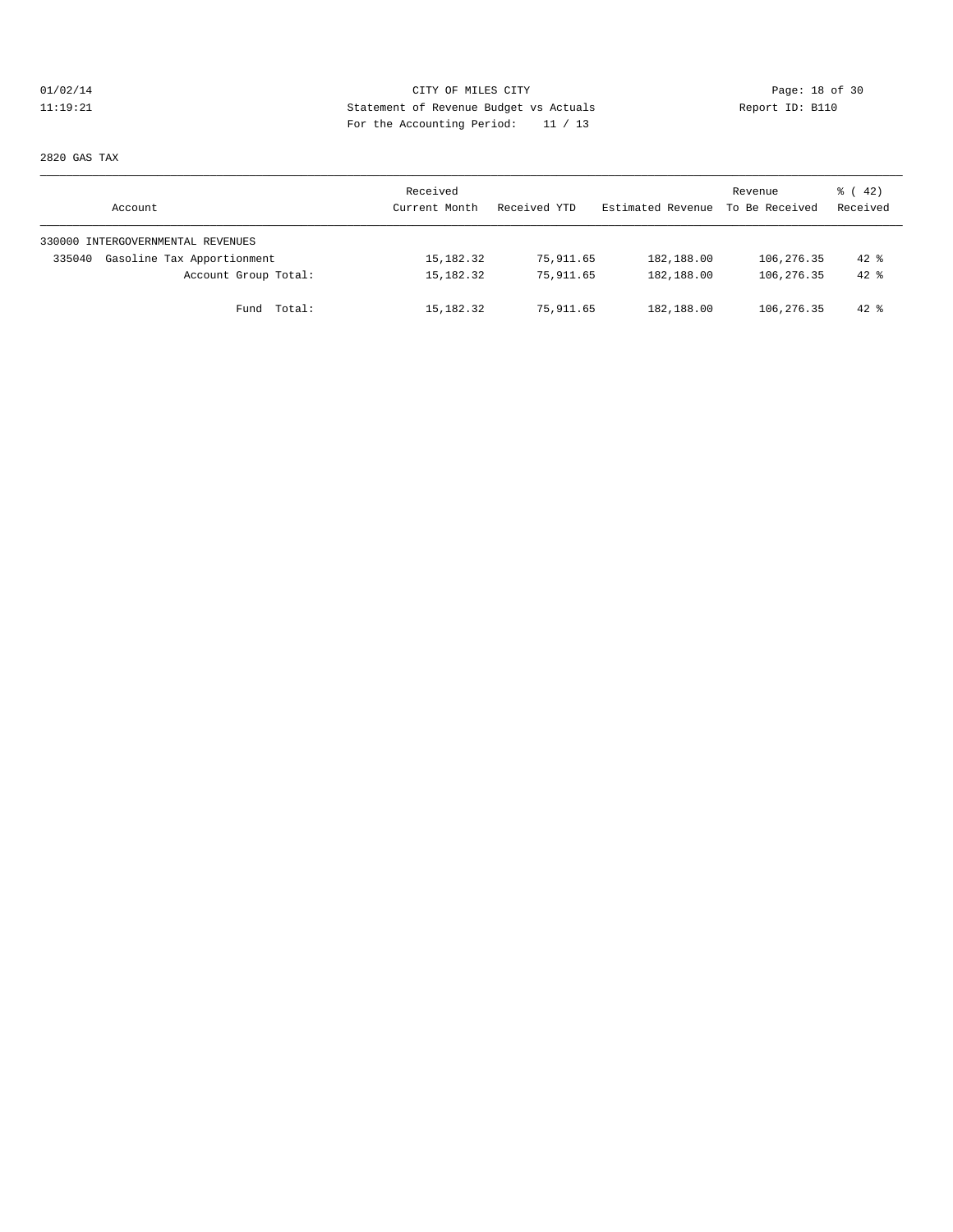CITY OF MILES CITY
Statement of Revenue Budget vs Actuals
For the Accounting Period: 11 / 13

01/02/14
11:19:21

Report ID: B110

2820 GAS TAX

| Account | Received Current Month | Received YTD | Estimated Revenue | Revenue To Be Received | % ( 42) Received |
|---|---|---|---|---|---|
| 330000 INTERGOVERNMENTAL REVENUES | | | | | |
| 335040 Gasoline Tax Apportionment | 15,182.32 | 75,911.65 | 182,188.00 | 106,276.35 | 42 % |
| Account Group Total: | 15,182.32 | 75,911.65 | 182,188.00 | 106,276.35 | 42 % |
| Fund Total: | 15,182.32 | 75,911.65 | 182,188.00 | 106,276.35 | 42 % |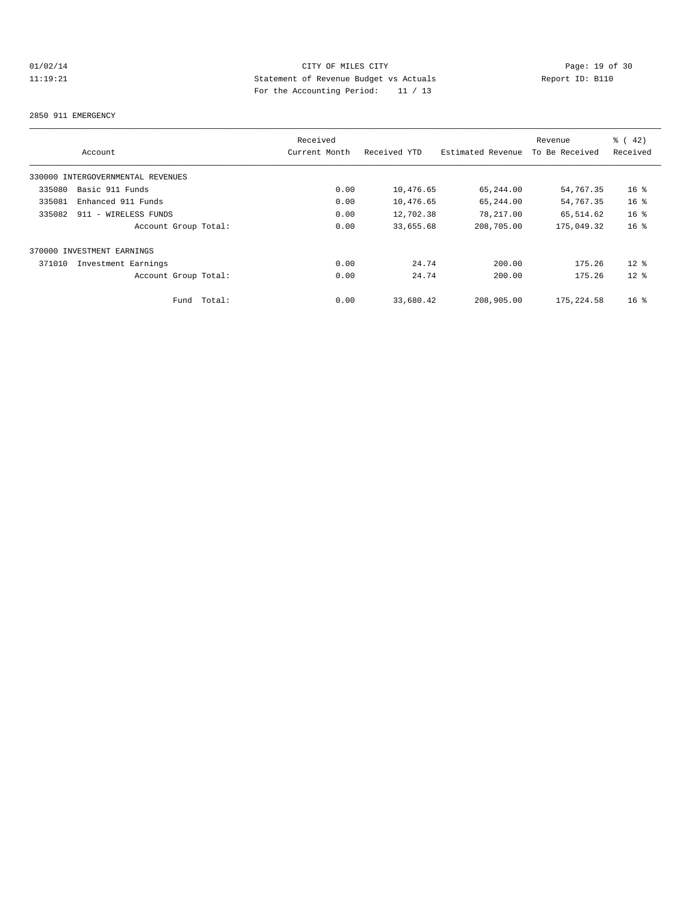CITY OF MILES CITY

Statement of Revenue Budget vs Actuals

For the Accounting Period: 11 / 13

01/02/14
11:19:21

Report ID: B110

2850 911 EMERGENCY

| Account | Received Current Month | Received YTD | Estimated Revenue | Revenue To Be Received | % ( 42) Received |
|---|---|---|---|---|---|
| 330000 INTERGOVERNMENTAL REVENUES | | | | | |
| 335080 Basic 911 Funds | 0.00 | 10,476.65 | 65,244.00 | 54,767.35 | 16 % |
| 335081 Enhanced 911 Funds | 0.00 | 10,476.65 | 65,244.00 | 54,767.35 | 16 % |
| 335082 911 - WIRELESS FUNDS | 0.00 | 12,702.38 | 78,217.00 | 65,514.62 | 16 % |
| Account Group Total: | 0.00 | 33,655.68 | 208,705.00 | 175,049.32 | 16 % |
| 370000 INVESTMENT EARNINGS | | | | | |
| 371010 Investment Earnings | 0.00 | 24.74 | 200.00 | 175.26 | 12 % |
| Account Group Total: | 0.00 | 24.74 | 200.00 | 175.26 | 12 % |
| Fund Total: | 0.00 | 33,680.42 | 208,905.00 | 175,224.58 | 16 % |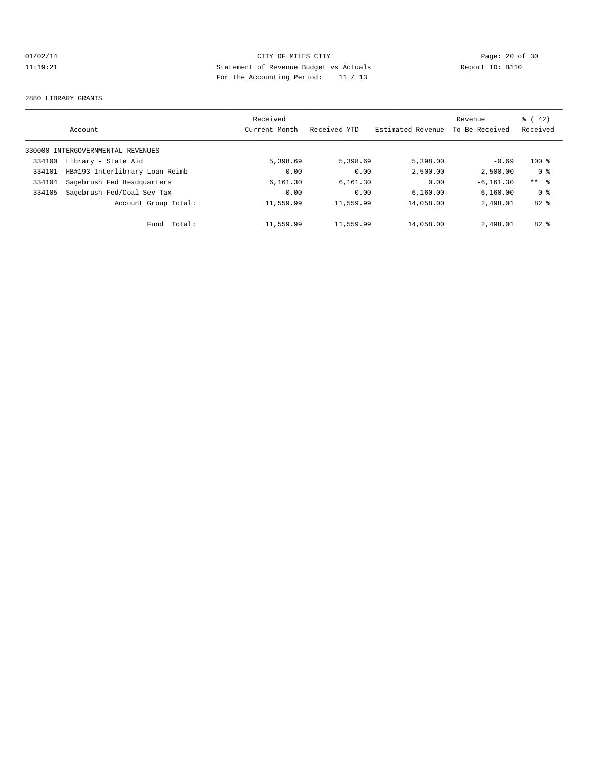CITY OF MILES CITY
Statement of Revenue Budget vs Actuals
For the Accounting Period: 11 / 13

01/02/14
11:19:21

Report ID: B110

2880 LIBRARY GRANTS

| Account | | Received Current Month | Received YTD | Estimated Revenue | Revenue To Be Received | % ( 42) Received |
|---|---|---|---|---|---|---|
| 330000 INTERGOVERNMENTAL REVENUES | | | | | | |
| 334100 | Library - State Aid | 5,398.69 | 5,398.69 | 5,398.00 | -0.69 | 100 % |
| 334101 | HB#193-Interlibrary Loan Reimb | 0.00 | 0.00 | 2,500.00 | 2,500.00 | 0 % |
| 334104 | Sagebrush Fed Headquarters | 6,161.30 | 6,161.30 | 0.00 | -6,161.30 | ** % |
| 334105 | Sagebrush Fed/Coal Sev Tax | 0.00 | 0.00 | 6,160.00 | 6,160.00 | 0 % |
| | Account Group Total: | 11,559.99 | 11,559.99 | 14,058.00 | 2,498.01 | 82 % |
| | Fund Total: | 11,559.99 | 11,559.99 | 14,058.00 | 2,498.01 | 82 % |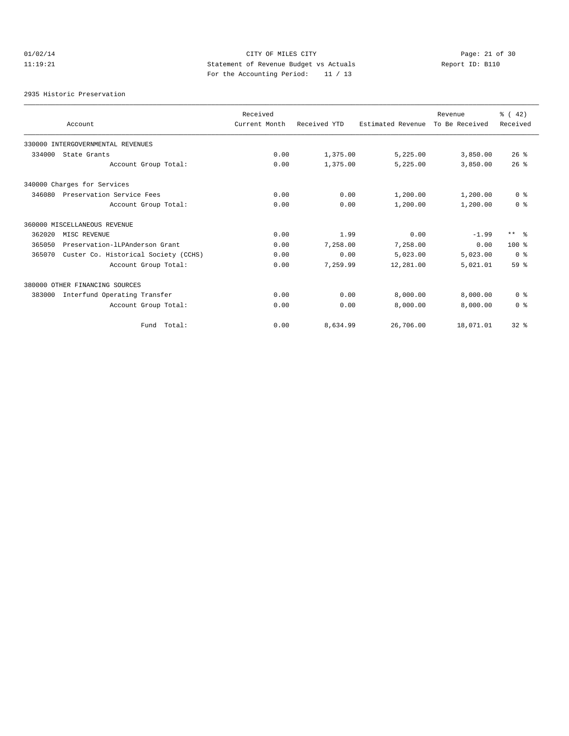CITY OF MILES CITY
Statement of Revenue Budget vs Actuals
For the Accounting Period: 11 / 13

01/02/14
11:19:21

Report ID: B110

2935 Historic Preservation

| Account | Received Current Month | Received YTD | Estimated Revenue | Revenue To Be Received | % ( 42) Received |
|---|---|---|---|---|---|
| 330000 INTERGOVERNMENTAL REVENUES | | | | | |
| 334000 State Grants | 0.00 | 1,375.00 | 5,225.00 | 3,850.00 | 26 % |
| Account Group Total: | 0.00 | 1,375.00 | 5,225.00 | 3,850.00 | 26 % |
| 340000 Charges for Services | | | | | |
| 346080 Preservation Service Fees | 0.00 | 0.00 | 1,200.00 | 1,200.00 | 0 % |
| Account Group Total: | 0.00 | 0.00 | 1,200.00 | 1,200.00 | 0 % |
| 360000 MISCELLANEOUS REVENUE | | | | | |
| 362020 MISC REVENUE | 0.00 | 1.99 | 0.00 | -1.99 | ** % |
| 365050 Preservation-lLPAnderson Grant | 0.00 | 7,258.00 | 7,258.00 | 0.00 | 100 % |
| 365070 Custer Co. Historical Society (CCHS) | 0.00 | 0.00 | 5,023.00 | 5,023.00 | 0 % |
| Account Group Total: | 0.00 | 7,259.99 | 12,281.00 | 5,021.01 | 59 % |
| 380000 OTHER FINANCING SOURCES | | | | | |
| 383000 Interfund Operating Transfer | 0.00 | 0.00 | 8,000.00 | 8,000.00 | 0 % |
| Account Group Total: | 0.00 | 0.00 | 8,000.00 | 8,000.00 | 0 % |
| Fund Total: | 0.00 | 8,634.99 | 26,706.00 | 18,071.01 | 32 % |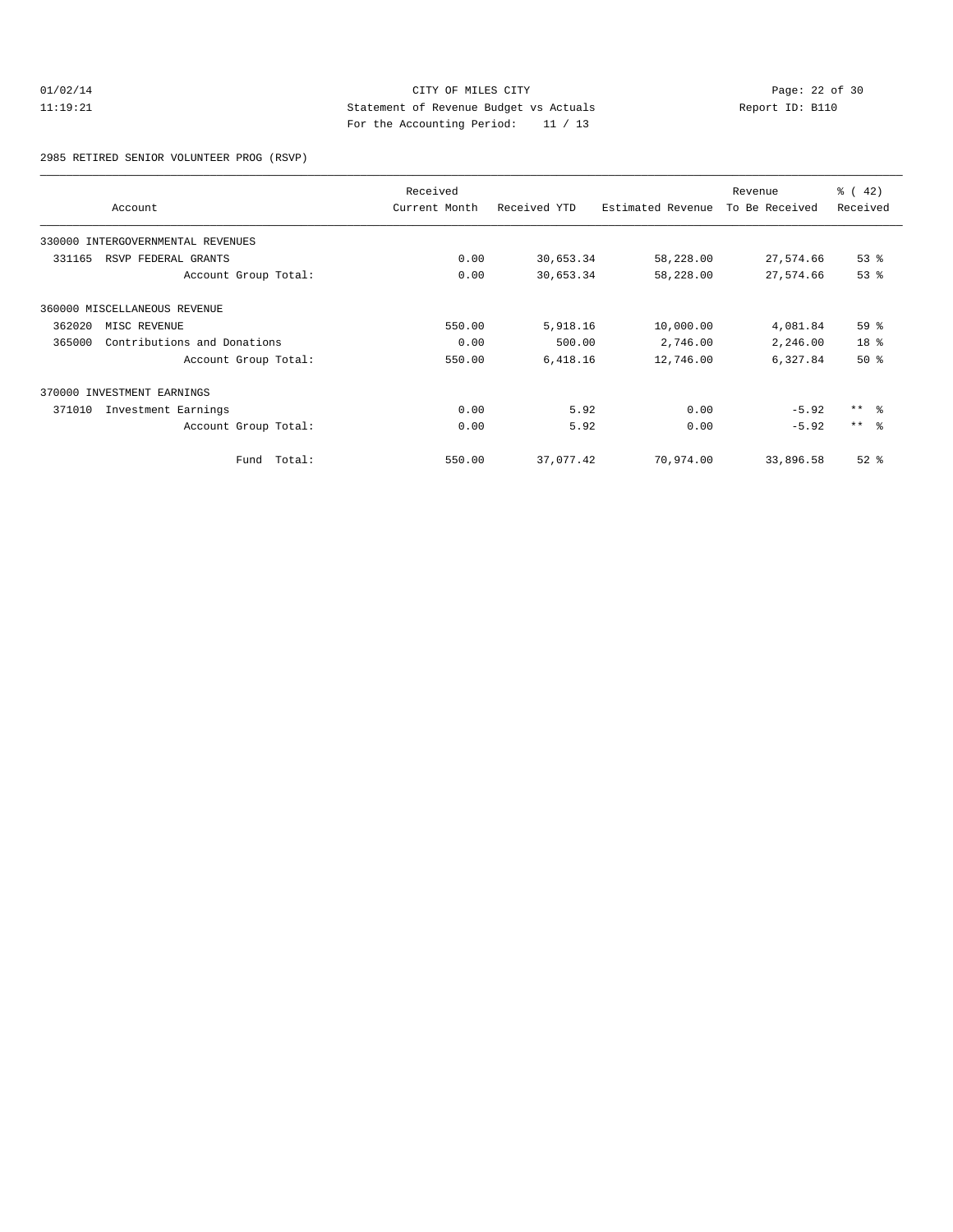CITY OF MILES CITY
Statement of Revenue Budget vs Actuals
For the Accounting Period: 11 / 13

01/02/14
11:19:21

Report ID: B110

## 2985 RETIRED SENIOR VOLUNTEER PROG (RSVP)

| Account | Received Current Month | Received YTD | Estimated Revenue | Revenue To Be Received | % ( 42) Received |
|---|---|---|---|---|---|
| 330000 INTERGOVERNMENTAL REVENUES | | | | | |
| 331165 RSVP FEDERAL GRANTS | 0.00 | 30,653.34 | 58,228.00 | 27,574.66 | 53 % |
| Account Group Total: | 0.00 | 30,653.34 | 58,228.00 | 27,574.66 | 53 % |
| 360000 MISCELLANEOUS REVENUE | | | | | |
| 362020 MISC REVENUE | 550.00 | 5,918.16 | 10,000.00 | 4,081.84 | 59 % |
| 365000 Contributions and Donations | 0.00 | 500.00 | 2,746.00 | 2,246.00 | 18 % |
| Account Group Total: | 550.00 | 6,418.16 | 12,746.00 | 6,327.84 | 50 % |
| 370000 INVESTMENT EARNINGS | | | | | |
| 371010 Investment Earnings | 0.00 | 5.92 | 0.00 | -5.92 | ** % |
| Account Group Total: | 0.00 | 5.92 | 0.00 | -5.92 | ** % |
| Fund Total: | 550.00 | 37,077.42 | 70,974.00 | 33,896.58 | 52 % |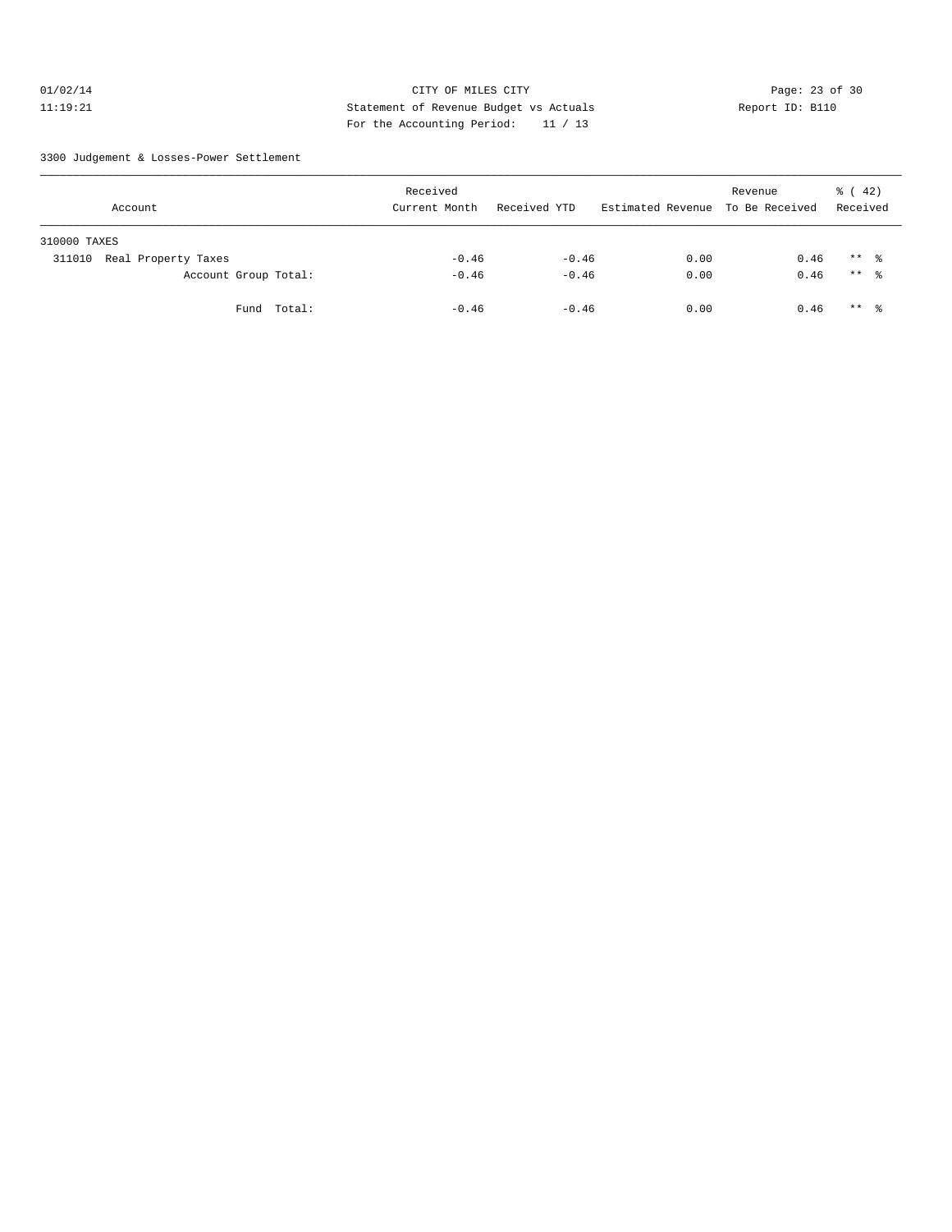01/02/14
11:19:21

CITY OF MILES CITY
Statement of Revenue Budget vs Actuals
For the Accounting Period: 11 / 13

Report ID: B110

3300 Judgement & Losses-Power Settlement

| Account | Received Current Month | Received YTD | Estimated Revenue | Revenue To Be Received | % ( 42) Received |
|---|---|---|---|---|---|
| 310000 TAXES | | | | | |
| 311010 Real Property Taxes | -0.46 | -0.46 | 0.00 | 0.46 | ** % |
| Account Group Total: | -0.46 | -0.46 | 0.00 | 0.46 | ** % |
| Fund Total: | -0.46 | -0.46 | 0.00 | 0.46 | ** % |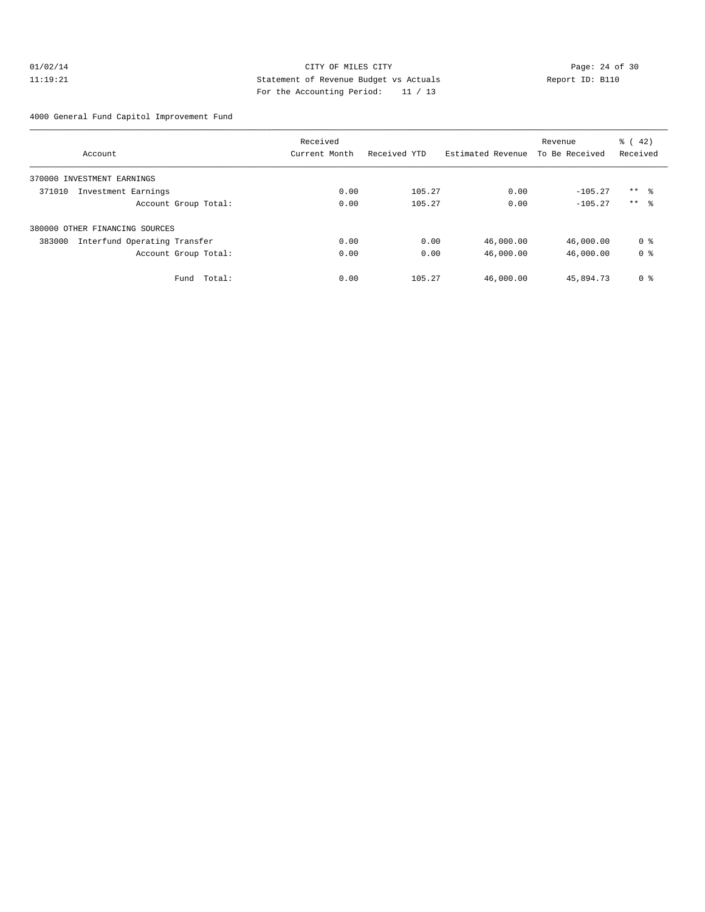CITY OF MILES CITY

Statement of Revenue Budget vs Actuals

For the Accounting Period: 11 / 13

01/02/14 11:19:21 Report ID: B110

4000 General Fund Capitol Improvement Fund

| Account | Received Current Month | Received YTD | Estimated Revenue | Revenue To Be Received | % ( 42) Received |
|---|---|---|---|---|---|
| 370000 INVESTMENT EARNINGS | | | | | |
| 371010 Investment Earnings | 0.00 | 105.27 | 0.00 | -105.27 | ** % |
| Account Group Total: | 0.00 | 105.27 | 0.00 | -105.27 | ** % |
| 380000 OTHER FINANCING SOURCES | | | | | |
| 383000 Interfund Operating Transfer | 0.00 | 0.00 | 46,000.00 | 46,000.00 | 0 % |
| Account Group Total: | 0.00 | 0.00 | 46,000.00 | 46,000.00 | 0 % |
| Fund Total: | 0.00 | 105.27 | 46,000.00 | 45,894.73 | 0 % |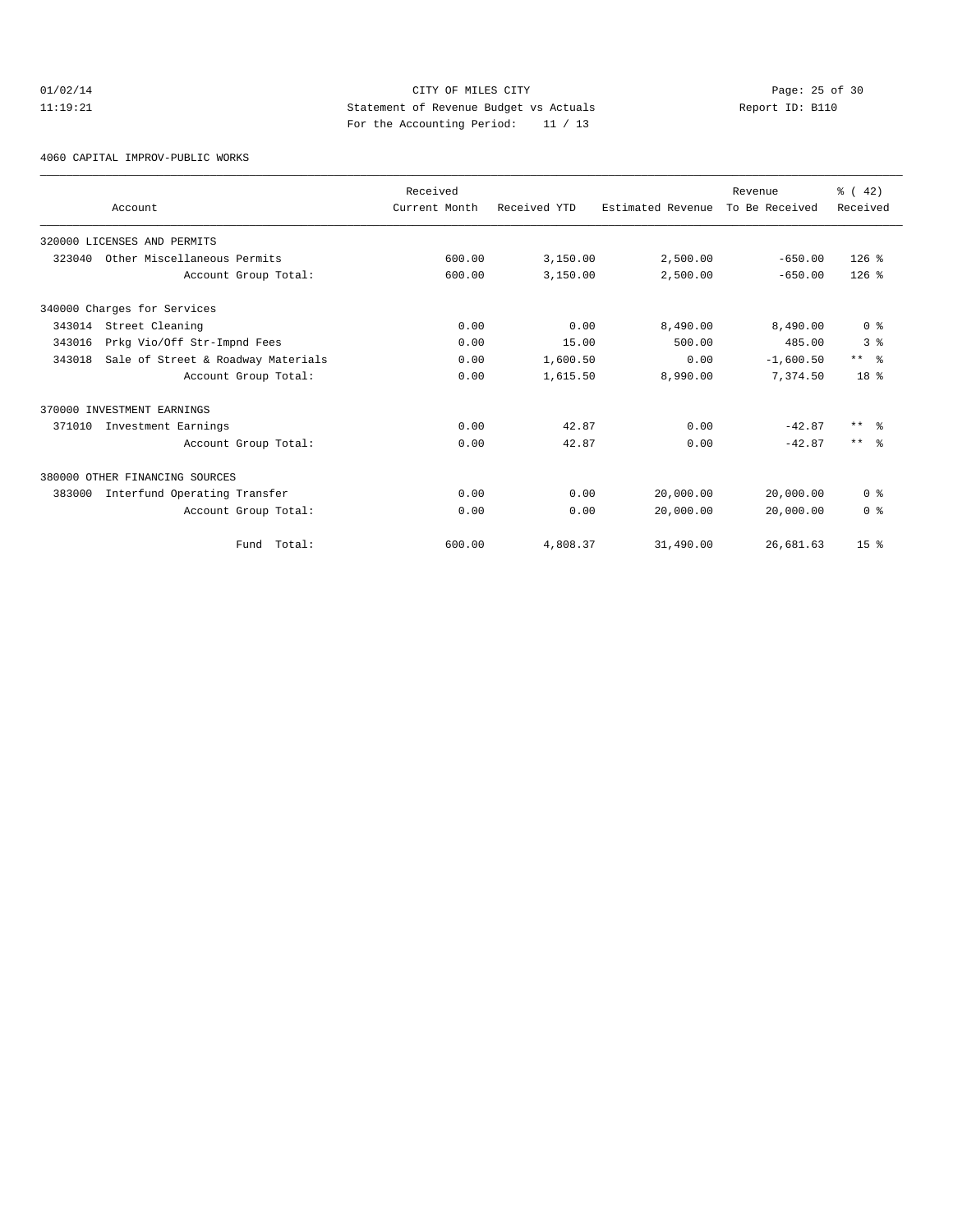CITY OF MILES CITY

Statement of Revenue Budget vs Actuals

For the Accounting Period: 11 / 13

01/02/14 11:19:21

Report ID: B110

4060 CAPITAL IMPROV-PUBLIC WORKS

| Account | Received Current Month | Received YTD | Estimated Revenue | Revenue To Be Received | % ( 42) Received |
|---|---|---|---|---|---|
| 320000 LICENSES AND PERMITS | | | | | |
| 323040 Other Miscellaneous Permits | 600.00 | 3,150.00 | 2,500.00 | -650.00 | 126 % |
| Account Group Total: | 600.00 | 3,150.00 | 2,500.00 | -650.00 | 126 % |
| 340000 Charges for Services | | | | | |
| 343014 Street Cleaning | 0.00 | 0.00 | 8,490.00 | 8,490.00 | 0 % |
| 343016 Prkg Vio/Off Str-Impnd Fees | 0.00 | 15.00 | 500.00 | 485.00 | 3 % |
| 343018 Sale of Street & Roadway Materials | 0.00 | 1,600.50 | 0.00 | -1,600.50 | ** % |
| Account Group Total: | 0.00 | 1,615.50 | 8,990.00 | 7,374.50 | 18 % |
| 370000 INVESTMENT EARNINGS | | | | | |
| 371010 Investment Earnings | 0.00 | 42.87 | 0.00 | -42.87 | ** % |
| Account Group Total: | 0.00 | 42.87 | 0.00 | -42.87 | ** % |
| 380000 OTHER FINANCING SOURCES | | | | | |
| 383000 Interfund Operating Transfer | 0.00 | 0.00 | 20,000.00 | 20,000.00 | 0 % |
| Account Group Total: | 0.00 | 0.00 | 20,000.00 | 20,000.00 | 0 % |
| Fund Total: | 600.00 | 4,808.37 | 31,490.00 | 26,681.63 | 15 % |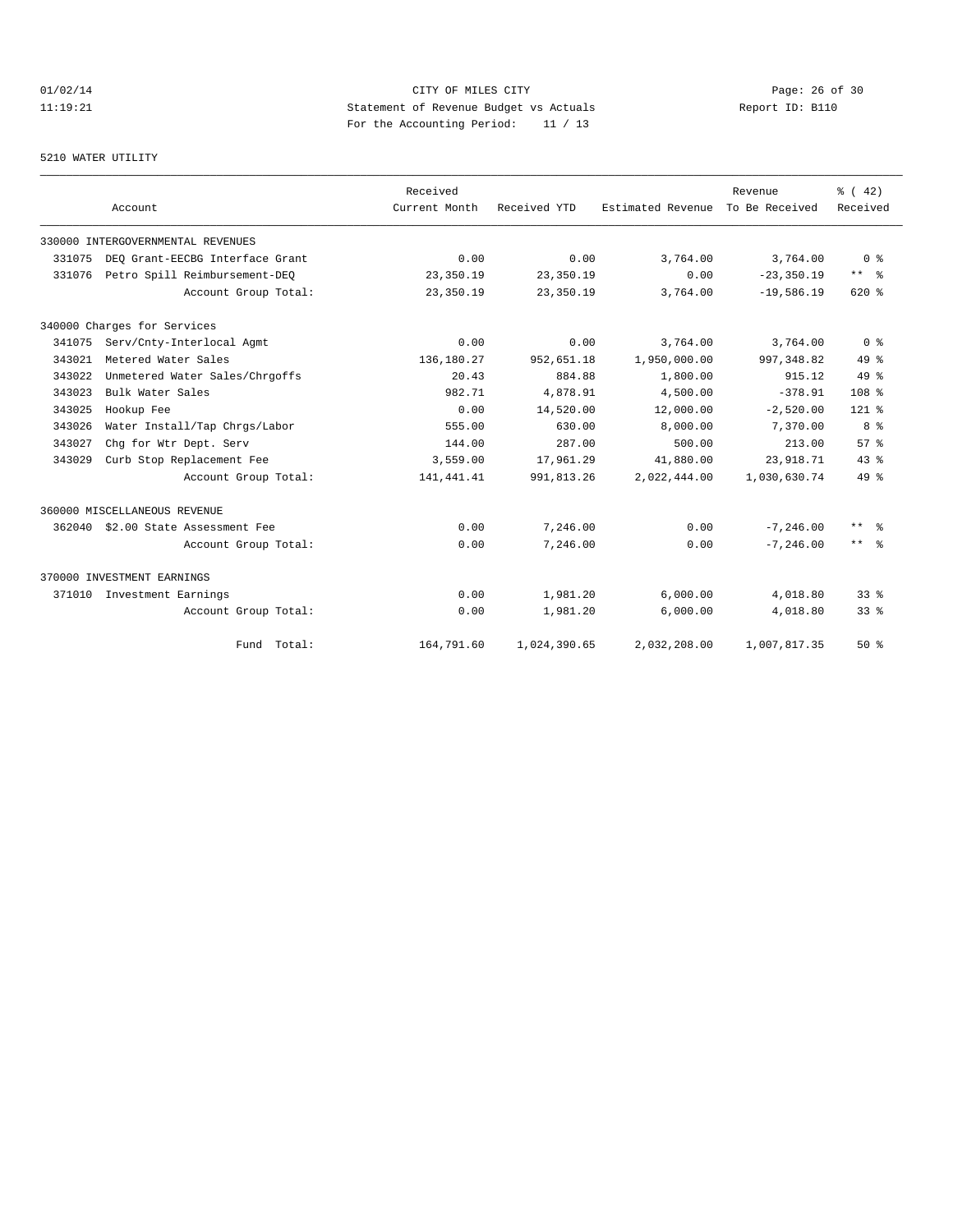CITY OF MILES CITY
Statement of Revenue Budget vs Actuals
For the Accounting Period: 11 / 13

01/02/14
11:19:21

Report ID: B110

5210 WATER UTILITY

| Account | | Received Current Month | Received YTD | Estimated Revenue | Revenue To Be Received | % ( 42) Received |
|---|---|---|---|---|---|---|
| 330000 INTERGOVERNMENTAL REVENUES | | | | | | |
| 331075 | DEQ Grant-EECBG Interface Grant | 0.00 | 0.00 | 3,764.00 | 3,764.00 | 0 % |
| 331076 | Petro Spill Reimbursement-DEQ | 23,350.19 | 23,350.19 | 0.00 | -23,350.19 | ** % |
| | Account Group Total: | 23,350.19 | 23,350.19 | 3,764.00 | -19,586.19 | 620 % |
| 340000 Charges for Services | | | | | | |
| 341075 | Serv/Cnty-Interlocal Agmt | 0.00 | 0.00 | 3,764.00 | 3,764.00 | 0 % |
| 343021 | Metered Water Sales | 136,180.27 | 952,651.18 | 1,950,000.00 | 997,348.82 | 49 % |
| 343022 | Unmetered Water Sales/Chrgoffs | 20.43 | 884.88 | 1,800.00 | 915.12 | 49 % |
| 343023 | Bulk Water Sales | 982.71 | 4,878.91 | 4,500.00 | -378.91 | 108 % |
| 343025 | Hookup Fee | 0.00 | 14,520.00 | 12,000.00 | -2,520.00 | 121 % |
| 343026 | Water Install/Tap Chrgs/Labor | 555.00 | 630.00 | 8,000.00 | 7,370.00 | 8 % |
| 343027 | Chg for Wtr Dept. Serv | 144.00 | 287.00 | 500.00 | 213.00 | 57 % |
| 343029 | Curb Stop Replacement Fee | 3,559.00 | 17,961.29 | 41,880.00 | 23,918.71 | 43 % |
| | Account Group Total: | 141,441.41 | 991,813.26 | 2,022,444.00 | 1,030,630.74 | 49 % |
| 360000 MISCELLANEOUS REVENUE | | | | | | |
| 362040 | $2.00 State Assessment Fee | 0.00 | 7,246.00 | 0.00 | -7,246.00 | ** % |
| | Account Group Total: | 0.00 | 7,246.00 | 0.00 | -7,246.00 | ** % |
| 370000 INVESTMENT EARNINGS | | | | | | |
| 371010 | Investment Earnings | 0.00 | 1,981.20 | 6,000.00 | 4,018.80 | 33 % |
| | Account Group Total: | 0.00 | 1,981.20 | 6,000.00 | 4,018.80 | 33 % |
| | Fund Total: | 164,791.60 | 1,024,390.65 | 2,032,208.00 | 1,007,817.35 | 50 % |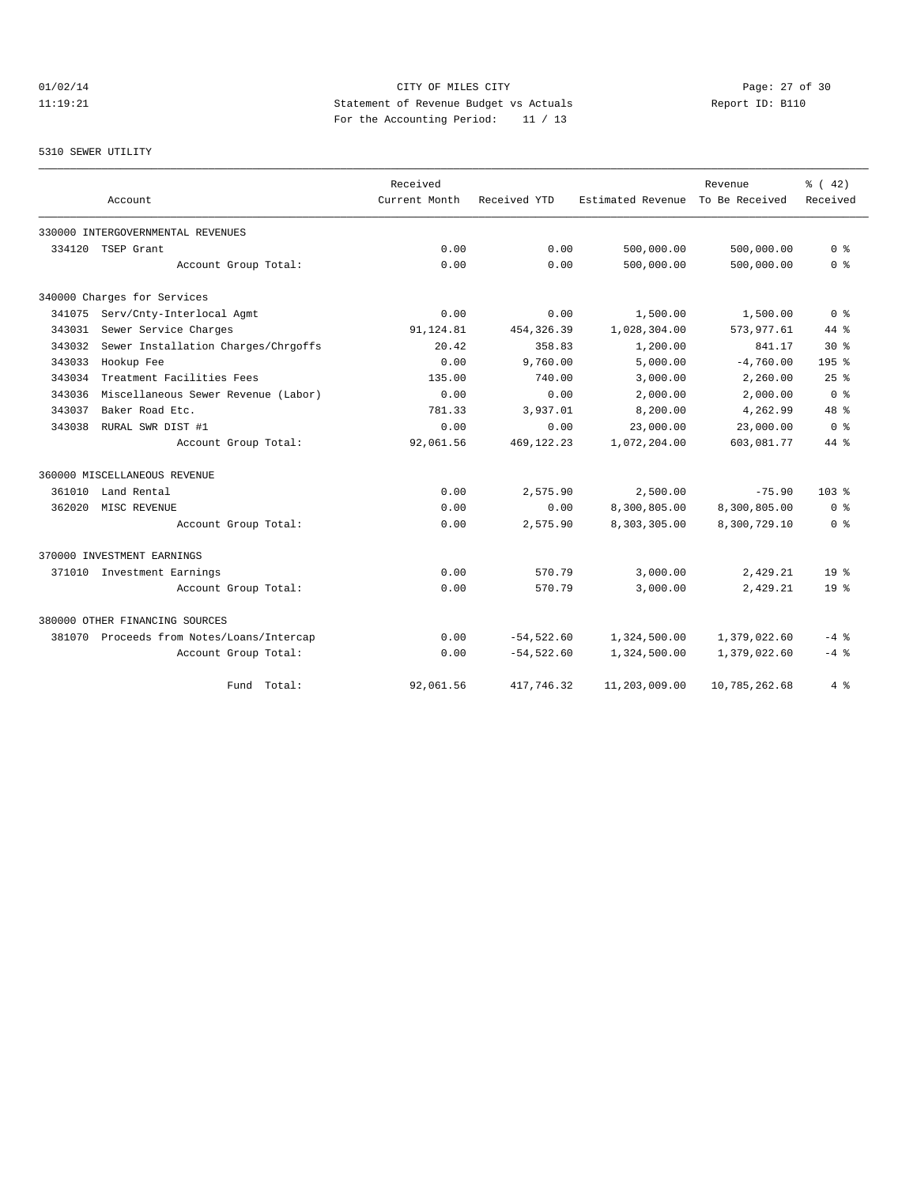01/02/14 CITY OF MILES CITY
11:19:21 Statement of Revenue Budget vs Actuals Report ID: B110
For the Accounting Period: 11 / 13

5310 SEWER UTILITY

| Account | Received Current Month | Received YTD | Estimated Revenue | Revenue To Be Received | % ( 42) Received |
|---|---|---|---|---|---|
| 330000 INTERGOVERNMENTAL REVENUES | | | | | |
| 334120 TSEP Grant | 0.00 | 0.00 | 500,000.00 | 500,000.00 | 0 % |
| Account Group Total: | 0.00 | 0.00 | 500,000.00 | 500,000.00 | 0 % |
| 340000 Charges for Services | | | | | |
| 341075 Serv/Cnty-Interlocal Agmt | 0.00 | 0.00 | 1,500.00 | 1,500.00 | 0 % |
| 343031 Sewer Service Charges | 91,124.81 | 454,326.39 | 1,028,304.00 | 573,977.61 | 44 % |
| 343032 Sewer Installation Charges/Chrgoffs | 20.42 | 358.83 | 1,200.00 | 841.17 | 30 % |
| 343033 Hookup Fee | 0.00 | 9,760.00 | 5,000.00 | -4,760.00 | 195 % |
| 343034 Treatment Facilities Fees | 135.00 | 740.00 | 3,000.00 | 2,260.00 | 25 % |
| 343036 Miscellaneous Sewer Revenue (Labor) | 0.00 | 0.00 | 2,000.00 | 2,000.00 | 0 % |
| 343037 Baker Road Etc. | 781.33 | 3,937.01 | 8,200.00 | 4,262.99 | 48 % |
| 343038 RURAL SWR DIST #1 | 0.00 | 0.00 | 23,000.00 | 23,000.00 | 0 % |
| Account Group Total: | 92,061.56 | 469,122.23 | 1,072,204.00 | 603,081.77 | 44 % |
| 360000 MISCELLANEOUS REVENUE | | | | | |
| 361010 Land Rental | 0.00 | 2,575.90 | 2,500.00 | -75.90 | 103 % |
| 362020 MISC REVENUE | 0.00 | 0.00 | 8,300,805.00 | 8,300,805.00 | 0 % |
| Account Group Total: | 0.00 | 2,575.90 | 8,303,305.00 | 8,300,729.10 | 0 % |
| 370000 INVESTMENT EARNINGS | | | | | |
| 371010 Investment Earnings | 0.00 | 570.79 | 3,000.00 | 2,429.21 | 19 % |
| Account Group Total: | 0.00 | 570.79 | 3,000.00 | 2,429.21 | 19 % |
| 380000 OTHER FINANCING SOURCES | | | | | |
| 381070 Proceeds from Notes/Loans/Intercap | 0.00 | -54,522.60 | 1,324,500.00 | 1,379,022.60 | -4 % |
| Account Group Total: | 0.00 | -54,522.60 | 1,324,500.00 | 1,379,022.60 | -4 % |
| Fund Total: | 92,061.56 | 417,746.32 | 11,203,009.00 | 10,785,262.68 | 4 % |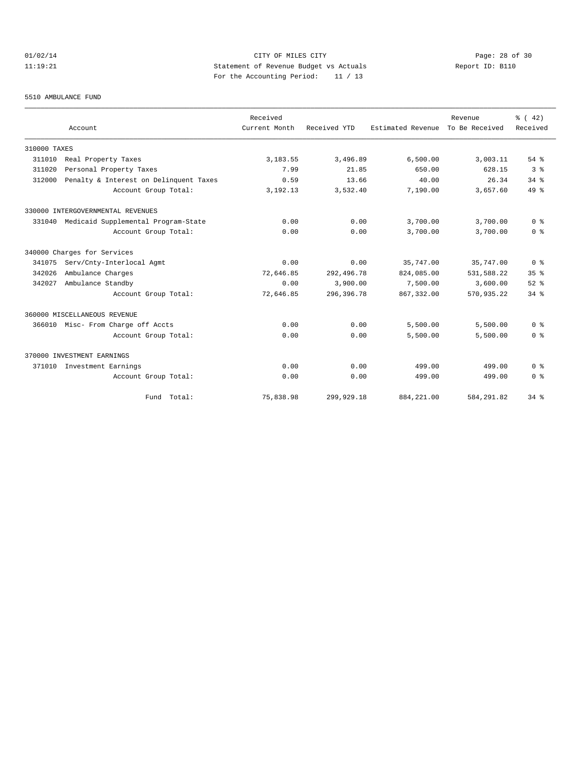CITY OF MILES CITY
Statement of Revenue Budget vs Actuals
For the Accounting Period: 11 / 13

01/02/14
11:19:21

Report ID: B110

5510 AMBULANCE FUND

| Account | Received Current Month | Received YTD | Estimated Revenue | Revenue To Be Received | % ( 42) Received |
|---|---|---|---|---|---|
| 310000 TAXES | | | | | |
| 311010 Real Property Taxes | 3,183.55 | 3,496.89 | 6,500.00 | 3,003.11 | 54 % |
| 311020 Personal Property Taxes | 7.99 | 21.85 | 650.00 | 628.15 | 3 % |
| 312000 Penalty & Interest on Delinquent Taxes | 0.59 | 13.66 | 40.00 | 26.34 | 34 % |
| Account Group Total: | 3,192.13 | 3,532.40 | 7,190.00 | 3,657.60 | 49 % |
| 330000 INTERGOVERNMENTAL REVENUES | | | | | |
| 331040 Medicaid Supplemental Program-State | 0.00 | 0.00 | 3,700.00 | 3,700.00 | 0 % |
| Account Group Total: | 0.00 | 0.00 | 3,700.00 | 3,700.00 | 0 % |
| 340000 Charges for Services | | | | | |
| 341075 Serv/Cnty-Interlocal Agmt | 0.00 | 0.00 | 35,747.00 | 35,747.00 | 0 % |
| 342026 Ambulance Charges | 72,646.85 | 292,496.78 | 824,085.00 | 531,588.22 | 35 % |
| 342027 Ambulance Standby | 0.00 | 3,900.00 | 7,500.00 | 3,600.00 | 52 % |
| Account Group Total: | 72,646.85 | 296,396.78 | 867,332.00 | 570,935.22 | 34 % |
| 360000 MISCELLANEOUS REVENUE | | | | | |
| 366010 Misc- From Charge off Accts | 0.00 | 0.00 | 5,500.00 | 5,500.00 | 0 % |
| Account Group Total: | 0.00 | 0.00 | 5,500.00 | 5,500.00 | 0 % |
| 370000 INVESTMENT EARNINGS | | | | | |
| 371010 Investment Earnings | 0.00 | 0.00 | 499.00 | 499.00 | 0 % |
| Account Group Total: | 0.00 | 0.00 | 499.00 | 499.00 | 0 % |
| Fund Total: | 75,838.98 | 299,929.18 | 884,221.00 | 584,291.82 | 34 % |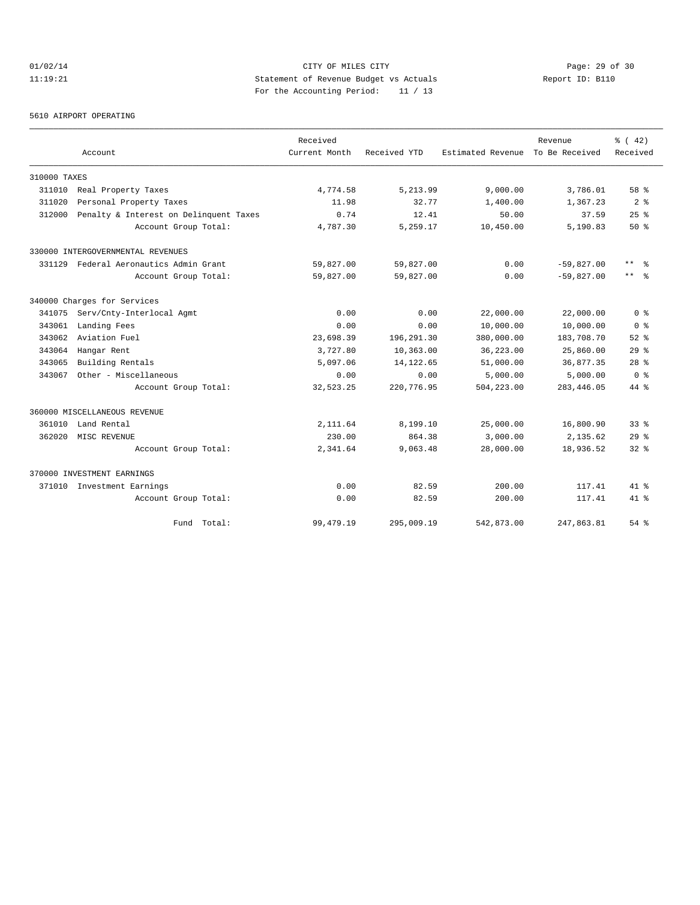CITY OF MILES CITY

Statement of Revenue Budget vs Actuals

For the Accounting Period: 11 / 13

01/02/14 11:19:21 Report ID: B110

5610 AIRPORT OPERATING

| Account | Received Current Month | Received YTD | Estimated Revenue | Revenue To Be Received | % ( 42) Received |
|---|---|---|---|---|---|
| 310000 TAXES | | | | | |
| 311010 Real Property Taxes | 4,774.58 | 5,213.99 | 9,000.00 | 3,786.01 | 58 % |
| 311020 Personal Property Taxes | 11.98 | 32.77 | 1,400.00 | 1,367.23 | 2 % |
| 312000 Penalty & Interest on Delinquent Taxes | 0.74 | 12.41 | 50.00 | 37.59 | 25 % |
| Account Group Total: | 4,787.30 | 5,259.17 | 10,450.00 | 5,190.83 | 50 % |
| 330000 INTERGOVERNMENTAL REVENUES | | | | | |
| 331129 Federal Aeronautics Admin Grant | 59,827.00 | 59,827.00 | 0.00 | -59,827.00 | ** % |
| Account Group Total: | 59,827.00 | 59,827.00 | 0.00 | -59,827.00 | ** % |
| 340000 Charges for Services | | | | | |
| 341075 Serv/Cnty-Interlocal Agmt | 0.00 | 0.00 | 22,000.00 | 22,000.00 | 0 % |
| 343061 Landing Fees | 0.00 | 0.00 | 10,000.00 | 10,000.00 | 0 % |
| 343062 Aviation Fuel | 23,698.39 | 196,291.30 | 380,000.00 | 183,708.70 | 52 % |
| 343064 Hangar Rent | 3,727.80 | 10,363.00 | 36,223.00 | 25,860.00 | 29 % |
| 343065 Building Rentals | 5,097.06 | 14,122.65 | 51,000.00 | 36,877.35 | 28 % |
| 343067 Other - Miscellaneous | 0.00 | 0.00 | 5,000.00 | 5,000.00 | 0 % |
| Account Group Total: | 32,523.25 | 220,776.95 | 504,223.00 | 283,446.05 | 44 % |
| 360000 MISCELLANEOUS REVENUE | | | | | |
| 361010 Land Rental | 2,111.64 | 8,199.10 | 25,000.00 | 16,800.90 | 33 % |
| 362020 MISC REVENUE | 230.00 | 864.38 | 3,000.00 | 2,135.62 | 29 % |
| Account Group Total: | 2,341.64 | 9,063.48 | 28,000.00 | 18,936.52 | 32 % |
| 370000 INVESTMENT EARNINGS | | | | | |
| 371010 Investment Earnings | 0.00 | 82.59 | 200.00 | 117.41 | 41 % |
| Account Group Total: | 0.00 | 82.59 | 200.00 | 117.41 | 41 % |
| Fund Total: | 99,479.19 | 295,009.19 | 542,873.00 | 247,863.81 | 54 % |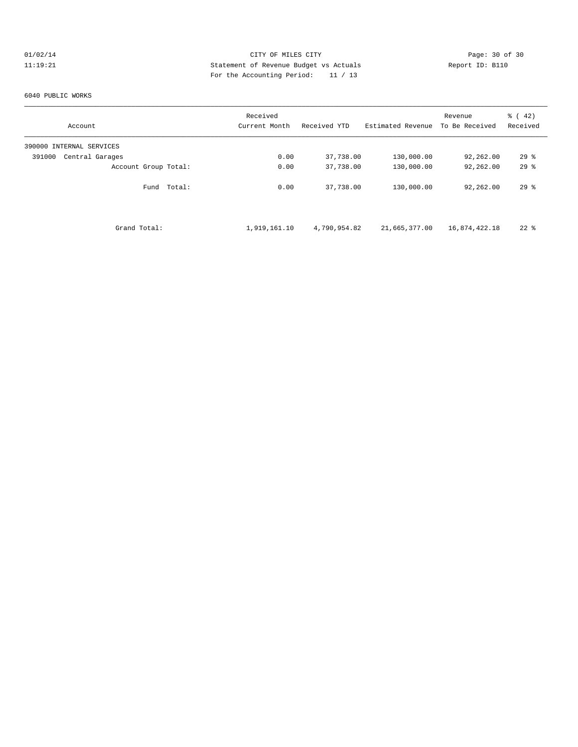CITY OF MILES CITY

Statement of Revenue Budget vs Actuals

For the Accounting Period: 11 / 13

6040 PUBLIC WORKS

| Account | Received Current Month | Received YTD | Estimated Revenue | Revenue To Be Received | % ( 42) Received |
|---|---|---|---|---|---|
| 390000 INTERNAL SERVICES | | | | | |
| 391000 Central Garages | 0.00 | 37,738.00 | 130,000.00 | 92,262.00 | 29 % |
| Account Group Total: | 0.00 | 37,738.00 | 130,000.00 | 92,262.00 | 29 % |
| Fund Total: | 0.00 | 37,738.00 | 130,000.00 | 92,262.00 | 29 % |
| Grand Total: | 1,919,161.10 | 4,790,954.82 | 21,665,377.00 | 16,874,422.18 | 22 % |